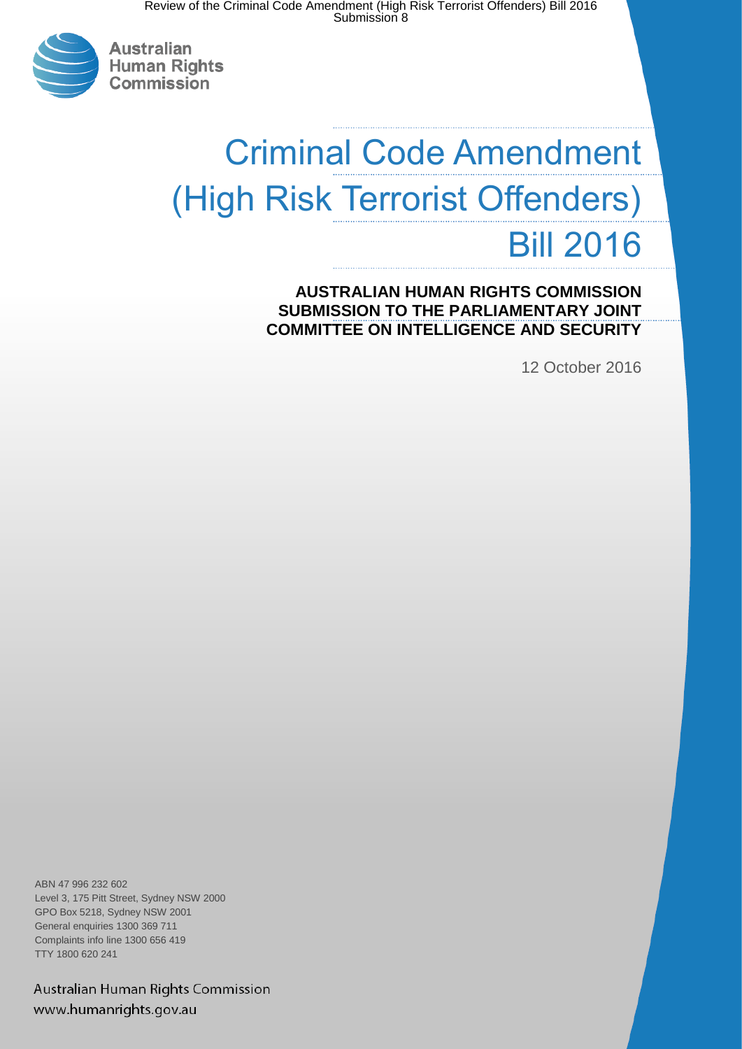Australian Human Rights Commission

# Criminal Code Amendment (High Risk Terrorist Offenders) Bill 2016

**AUSTRALIAN HUMAN RIGHTS COMMISSION SUBMISSION TO THE PARLIAMENTARY JOINT COMMITTEE ON INTELLIGENCE AND SECURITY**

12 October 2016

ABN 47 996 232 602
Level 3, 175 Pitt Street, Sydney NSW 2000
GPO Box 5218, Sydney NSW 2001
General enquiries 1300 369 711
Complaints info line 1300 656 419
TTY 1800 620 241

Australian Human Rights Commission
www.humanrights.gov.au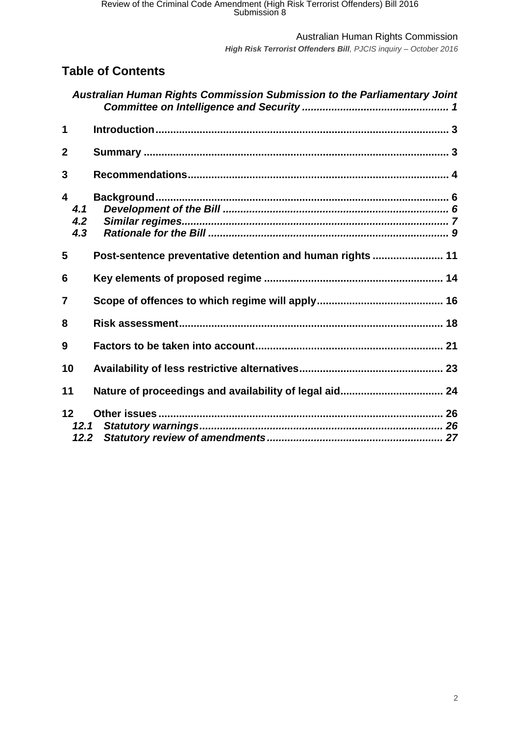# Table of Contents

*Australian Human Rights Commission Submission to the Parliamentary Joint Committee on Intelligence and Security* ........ 1

**1 Introduction** ........ 3

**2 Summary** ........ 3

**3 Recommendations** ........ 4

**4 Background** ........ 6
- *4.1 Development of the Bill* ........ 6
- *4.2 Similar regimes* ........ 7
- *4.3 Rationale for the Bill* ........ 9

**5 Post-sentence preventative detention and human rights** ........ 11

**6 Key elements of proposed regime** ........ 14

**7 Scope of offences to which regime will apply** ........ 16

**8 Risk assessment** ........ 18

**9 Factors to be taken into account** ........ 21

**10 Availability of less restrictive alternatives** ........ 23

**11 Nature of proceedings and availability of legal aid** ........ 24

**12 Other issues** ........ 26
- *12.1 Statutory warnings* ........ 26
- *12.2 Statutory review of amendments* ........ 27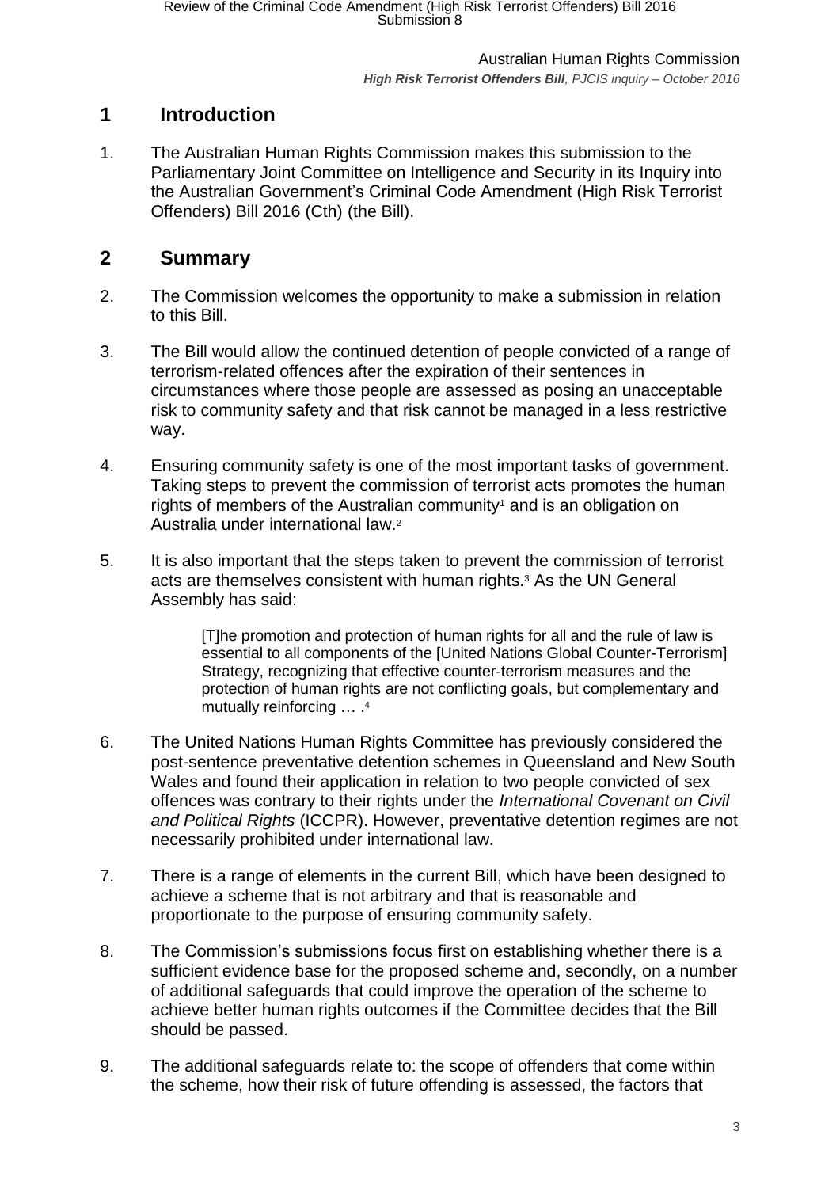## 1 Introduction

1. The Australian Human Rights Commission makes this submission to the Parliamentary Joint Committee on Intelligence and Security in its Inquiry into the Australian Government's Criminal Code Amendment (High Risk Terrorist Offenders) Bill 2016 (Cth) (the Bill).

## 2 Summary

2. The Commission welcomes the opportunity to make a submission in relation to this Bill.

3. The Bill would allow the continued detention of people convicted of a range of terrorism-related offences after the expiration of their sentences in circumstances where those people are assessed as posing an unacceptable risk to community safety and that risk cannot be managed in a less restrictive way.

4. Ensuring community safety is one of the most important tasks of government. Taking steps to prevent the commission of terrorist acts promotes the human rights of members of the Australian community[1] and is an obligation on Australia under international law.[2]

5. It is also important that the steps taken to prevent the commission of terrorist acts are themselves consistent with human rights.[3] As the UN General Assembly has said:

> [T]he promotion and protection of human rights for all and the rule of law is essential to all components of the [United Nations Global Counter-Terrorism] Strategy, recognizing that effective counter-terrorism measures and the protection of human rights are not conflicting goals, but complementary and mutually reinforcing … .[4]

6. The United Nations Human Rights Committee has previously considered the post-sentence preventative detention schemes in Queensland and New South Wales and found their application in relation to two people convicted of sex offences was contrary to their rights under the *International Covenant on Civil and Political Rights* (ICCPR). However, preventative detention regimes are not necessarily prohibited under international law.

7. There is a range of elements in the current Bill, which have been designed to achieve a scheme that is not arbitrary and that is reasonable and proportionate to the purpose of ensuring community safety.

8. The Commission's submissions focus first on establishing whether there is a sufficient evidence base for the proposed scheme and, secondly, on a number of additional safeguards that could improve the operation of the scheme to achieve better human rights outcomes if the Committee decides that the Bill should be passed.

9. The additional safeguards relate to: the scope of offenders that come within the scheme, how their risk of future offending is assessed, the factors that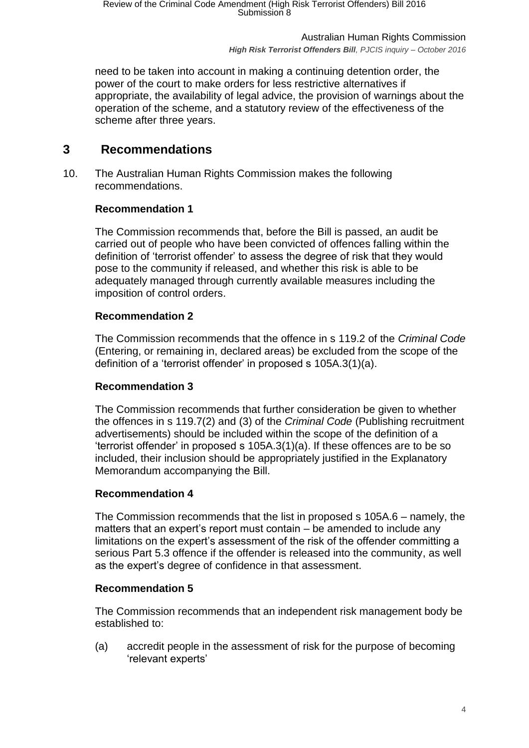need to be taken into account in making a continuing detention order, the power of the court to make orders for less restrictive alternatives if appropriate, the availability of legal advice, the provision of warnings about the operation of the scheme, and a statutory review of the effectiveness of the scheme after three years.

## 3 Recommendations

10. The Australian Human Rights Commission makes the following recommendations.

**Recommendation 1**

The Commission recommends that, before the Bill is passed, an audit be carried out of people who have been convicted of offences falling within the definition of 'terrorist offender' to assess the degree of risk that they would pose to the community if released, and whether this risk is able to be adequately managed through currently available measures including the imposition of control orders.

**Recommendation 2**

The Commission recommends that the offence in s 119.2 of the *Criminal Code* (Entering, or remaining in, declared areas) be excluded from the scope of the definition of a 'terrorist offender' in proposed s 105A.3(1)(a).

**Recommendation 3**

The Commission recommends that further consideration be given to whether the offences in s 119.7(2) and (3) of the *Criminal Code* (Publishing recruitment advertisements) should be included within the scope of the definition of a 'terrorist offender' in proposed s 105A.3(1)(a). If these offences are to be so included, their inclusion should be appropriately justified in the Explanatory Memorandum accompanying the Bill.

**Recommendation 4**

The Commission recommends that the list in proposed s 105A.6 – namely, the matters that an expert's report must contain – be amended to include any limitations on the expert's assessment of the risk of the offender committing a serious Part 5.3 offence if the offender is released into the community, as well as the expert's degree of confidence in that assessment.

**Recommendation 5**

The Commission recommends that an independent risk management body be established to:

(a) accredit people in the assessment of risk for the purpose of becoming 'relevant experts'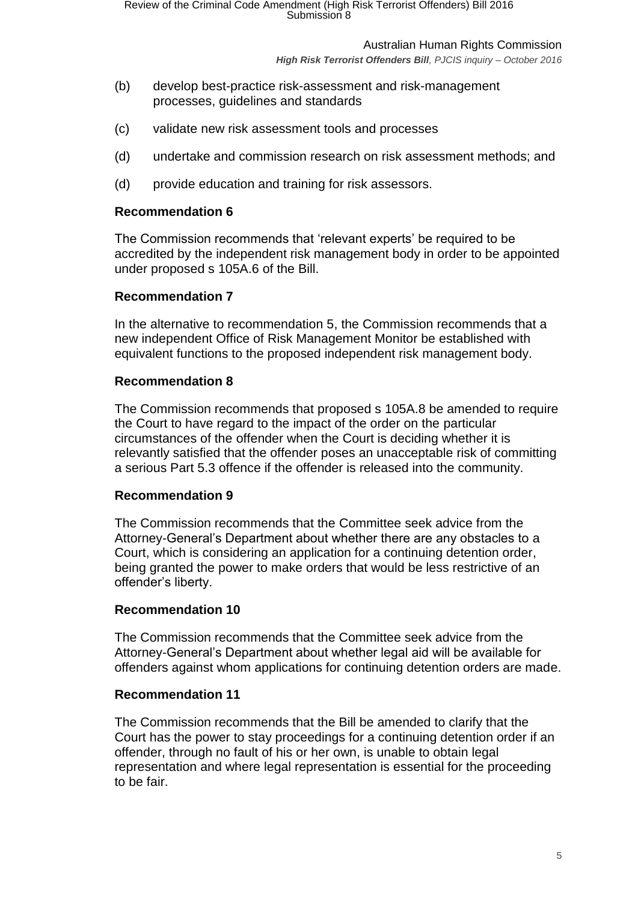(b) develop best-practice risk-assessment and risk-management processes, guidelines and standards

(c) validate new risk assessment tools and processes

(d) undertake and commission research on risk assessment methods; and

(d) provide education and training for risk assessors.

**Recommendation 6**

The Commission recommends that 'relevant experts' be required to be accredited by the independent risk management body in order to be appointed under proposed s 105A.6 of the Bill.

**Recommendation 7**

In the alternative to recommendation 5, the Commission recommends that a new independent Office of Risk Management Monitor be established with equivalent functions to the proposed independent risk management body.

**Recommendation 8**

The Commission recommends that proposed s 105A.8 be amended to require the Court to have regard to the impact of the order on the particular circumstances of the offender when the Court is deciding whether it is relevantly satisfied that the offender poses an unacceptable risk of committing a serious Part 5.3 offence if the offender is released into the community.

**Recommendation 9**

The Commission recommends that the Committee seek advice from the Attorney-General's Department about whether there are any obstacles to a Court, which is considering an application for a continuing detention order, being granted the power to make orders that would be less restrictive of an offender's liberty.

**Recommendation 10**

The Commission recommends that the Committee seek advice from the Attorney-General's Department about whether legal aid will be available for offenders against whom applications for continuing detention orders are made.

**Recommendation 11**

The Commission recommends that the Bill be amended to clarify that the Court has the power to stay proceedings for a continuing detention order if an offender, through no fault of his or her own, is unable to obtain legal representation and where legal representation is essential for the proceeding to be fair.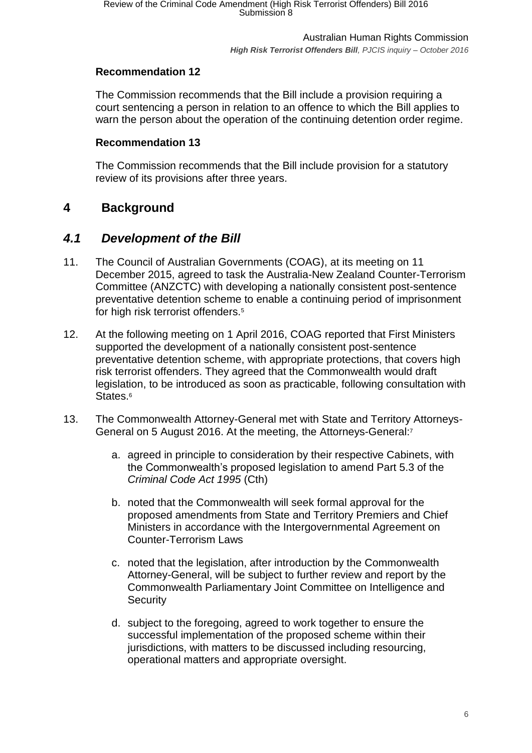**Recommendation 12**

The Commission recommends that the Bill include a provision requiring a court sentencing a person in relation to an offence to which the Bill applies to warn the person about the operation of the continuing detention order regime.

**Recommendation 13**

The Commission recommends that the Bill include provision for a statutory review of its provisions after three years.

# 4 Background

## *4.1 Development of the Bill*

11. The Council of Australian Governments (COAG), at its meeting on 11 December 2015, agreed to task the Australia-New Zealand Counter-Terrorism Committee (ANZCTC) with developing a nationally consistent post-sentence preventative detention scheme to enable a continuing period of imprisonment for high risk terrorist offenders.[5]

12. At the following meeting on 1 April 2016, COAG reported that First Ministers supported the development of a nationally consistent post-sentence preventative detention scheme, with appropriate protections, that covers high risk terrorist offenders. They agreed that the Commonwealth would draft legislation, to be introduced as soon as practicable, following consultation with States.[6]

13. The Commonwealth Attorney-General met with State and Territory Attorneys-General on 5 August 2016. At the meeting, the Attorneys-General:[7]

    a. agreed in principle to consideration by their respective Cabinets, with the Commonwealth's proposed legislation to amend Part 5.3 of the *Criminal Code Act 1995* (Cth)

    b. noted that the Commonwealth will seek formal approval for the proposed amendments from State and Territory Premiers and Chief Ministers in accordance with the Intergovernmental Agreement on Counter-Terrorism Laws

    c. noted that the legislation, after introduction by the Commonwealth Attorney-General, will be subject to further review and report by the Commonwealth Parliamentary Joint Committee on Intelligence and Security

    d. subject to the foregoing, agreed to work together to ensure the successful implementation of the proposed scheme within their jurisdictions, with matters to be discussed including resourcing, operational matters and appropriate oversight.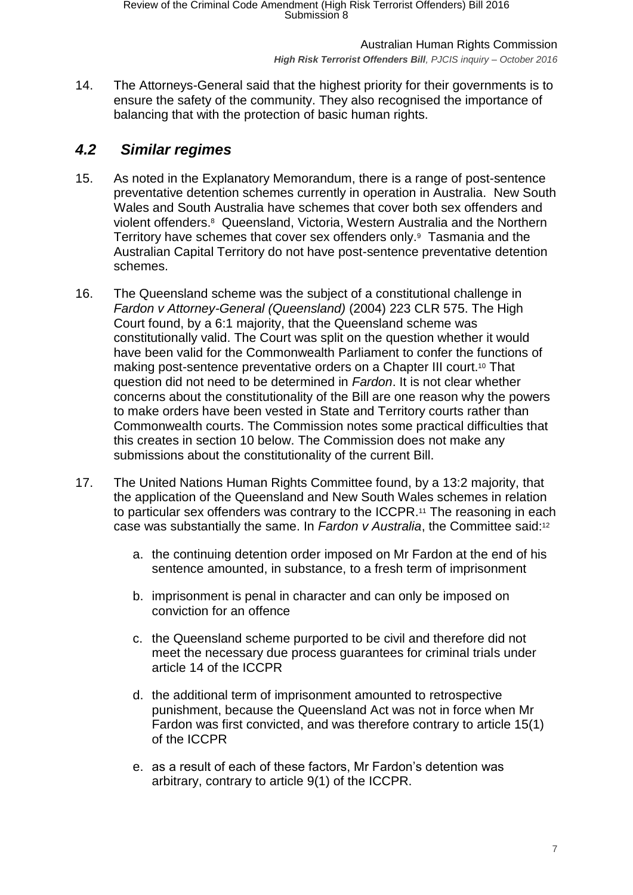14. The Attorneys-General said that the highest priority for their governments is to ensure the safety of the community. They also recognised the importance of balancing that with the protection of basic human rights.

## *4.2 Similar regimes*

15. As noted in the Explanatory Memorandum, there is a range of post-sentence preventative detention schemes currently in operation in Australia. New South Wales and South Australia have schemes that cover both sex offenders and violent offenders.[8] Queensland, Victoria, Western Australia and the Northern Territory have schemes that cover sex offenders only.[9] Tasmania and the Australian Capital Territory do not have post-sentence preventative detention schemes.

16. The Queensland scheme was the subject of a constitutional challenge in *Fardon v Attorney-General (Queensland)* (2004) 223 CLR 575. The High Court found, by a 6:1 majority, that the Queensland scheme was constitutionally valid. The Court was split on the question whether it would have been valid for the Commonwealth Parliament to confer the functions of making post-sentence preventative orders on a Chapter III court.[10] That question did not need to be determined in *Fardon*. It is not clear whether concerns about the constitutionality of the Bill are one reason why the powers to make orders have been vested in State and Territory courts rather than Commonwealth courts. The Commission notes some practical difficulties that this creates in section 10 below. The Commission does not make any submissions about the constitutionality of the current Bill.

17. The United Nations Human Rights Committee found, by a 13:2 majority, that the application of the Queensland and New South Wales schemes in relation to particular sex offenders was contrary to the ICCPR.[11] The reasoning in each case was substantially the same. In *Fardon v Australia*, the Committee said:[12]

    a. the continuing detention order imposed on Mr Fardon at the end of his sentence amounted, in substance, to a fresh term of imprisonment

    b. imprisonment is penal in character and can only be imposed on conviction for an offence

    c. the Queensland scheme purported to be civil and therefore did not meet the necessary due process guarantees for criminal trials under article 14 of the ICCPR

    d. the additional term of imprisonment amounted to retrospective punishment, because the Queensland Act was not in force when Mr Fardon was first convicted, and was therefore contrary to article 15(1) of the ICCPR

    e. as a result of each of these factors, Mr Fardon's detention was arbitrary, contrary to article 9(1) of the ICCPR.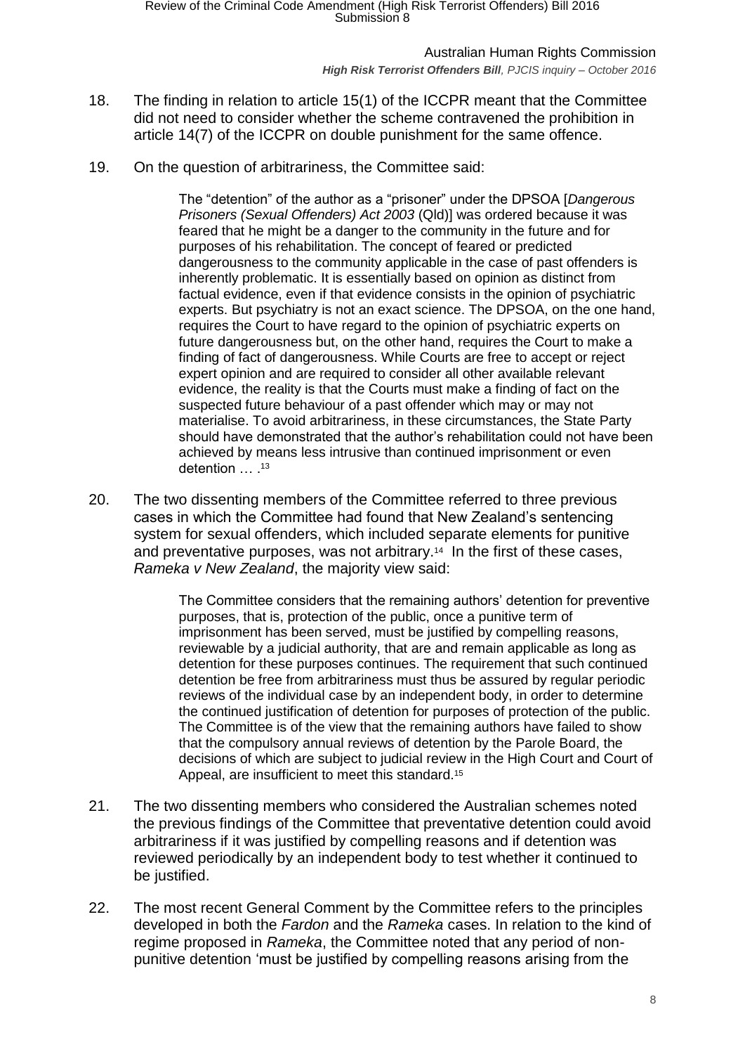18. The finding in relation to article 15(1) of the ICCPR meant that the Committee did not need to consider whether the scheme contravened the prohibition in article 14(7) of the ICCPR on double punishment for the same offence.

19. On the question of arbitrariness, the Committee said:

> The "detention" of the author as a "prisoner" under the DPSOA [*Dangerous Prisoners (Sexual Offenders) Act 2003* (Qld)] was ordered because it was feared that he might be a danger to the community in the future and for purposes of his rehabilitation. The concept of feared or predicted dangerousness to the community applicable in the case of past offenders is inherently problematic. It is essentially based on opinion as distinct from factual evidence, even if that evidence consists in the opinion of psychiatric experts. But psychiatry is not an exact science. The DPSOA, on the one hand, requires the Court to have regard to the opinion of psychiatric experts on future dangerousness but, on the other hand, requires the Court to make a finding of fact of dangerousness. While Courts are free to accept or reject expert opinion and are required to consider all other available relevant evidence, the reality is that the Courts must make a finding of fact on the suspected future behaviour of a past offender which may or may not materialise. To avoid arbitrariness, in these circumstances, the State Party should have demonstrated that the author's rehabilitation could not have been achieved by means less intrusive than continued imprisonment or even detention … .[13]

20. The two dissenting members of the Committee referred to three previous cases in which the Committee had found that New Zealand's sentencing system for sexual offenders, which included separate elements for punitive and preventative purposes, was not arbitrary.[14] In the first of these cases, *Rameka v New Zealand*, the majority view said:

> The Committee considers that the remaining authors' detention for preventive purposes, that is, protection of the public, once a punitive term of imprisonment has been served, must be justified by compelling reasons, reviewable by a judicial authority, that are and remain applicable as long as detention for these purposes continues. The requirement that such continued detention be free from arbitrariness must thus be assured by regular periodic reviews of the individual case by an independent body, in order to determine the continued justification of detention for purposes of protection of the public. The Committee is of the view that the remaining authors have failed to show that the compulsory annual reviews of detention by the Parole Board, the decisions of which are subject to judicial review in the High Court and Court of Appeal, are insufficient to meet this standard.[15]

21. The two dissenting members who considered the Australian schemes noted the previous findings of the Committee that preventative detention could avoid arbitrariness if it was justified by compelling reasons and if detention was reviewed periodically by an independent body to test whether it continued to be justified.

22. The most recent General Comment by the Committee refers to the principles developed in both the *Fardon* and the *Rameka* cases. In relation to the kind of regime proposed in *Rameka*, the Committee noted that any period of non-punitive detention 'must be justified by compelling reasons arising from the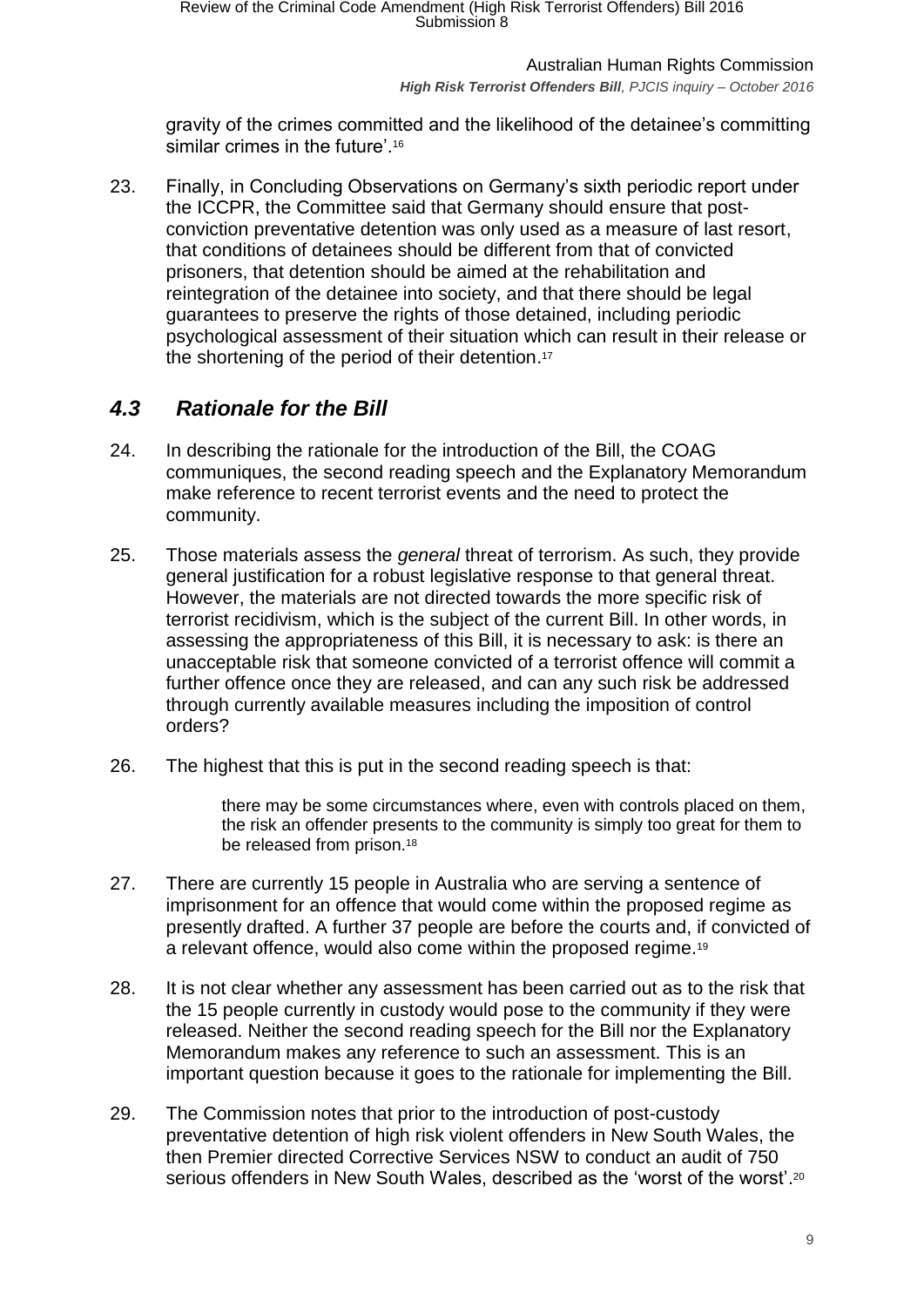gravity of the crimes committed and the likelihood of the detainee's committing similar crimes in the future'.[16]

23. Finally, in Concluding Observations on Germany's sixth periodic report under the ICCPR, the Committee said that Germany should ensure that post-conviction preventative detention was only used as a measure of last resort, that conditions of detainees should be different from that of convicted prisoners, that detention should be aimed at the rehabilitation and reintegration of the detainee into society, and that there should be legal guarantees to preserve the rights of those detained, including periodic psychological assessment of their situation which can result in their release or the shortening of the period of their detention.[17]

## *4.3 Rationale for the Bill*

24. In describing the rationale for the introduction of the Bill, the COAG communiques, the second reading speech and the Explanatory Memorandum make reference to recent terrorist events and the need to protect the community.

25. Those materials assess the *general* threat of terrorism. As such, they provide general justification for a robust legislative response to that general threat. However, the materials are not directed towards the more specific risk of terrorist recidivism, which is the subject of the current Bill. In other words, in assessing the appropriateness of this Bill, it is necessary to ask: is there an unacceptable risk that someone convicted of a terrorist offence will commit a further offence once they are released, and can any such risk be addressed through currently available measures including the imposition of control orders?

26. The highest that this is put in the second reading speech is that:

> there may be some circumstances where, even with controls placed on them, the risk an offender presents to the community is simply too great for them to be released from prison.[18]

27. There are currently 15 people in Australia who are serving a sentence of imprisonment for an offence that would come within the proposed regime as presently drafted. A further 37 people are before the courts and, if convicted of a relevant offence, would also come within the proposed regime.[19]

28. It is not clear whether any assessment has been carried out as to the risk that the 15 people currently in custody would pose to the community if they were released. Neither the second reading speech for the Bill nor the Explanatory Memorandum makes any reference to such an assessment. This is an important question because it goes to the rationale for implementing the Bill.

29. The Commission notes that prior to the introduction of post-custody preventative detention of high risk violent offenders in New South Wales, the then Premier directed Corrective Services NSW to conduct an audit of 750 serious offenders in New South Wales, described as the 'worst of the worst'.[20]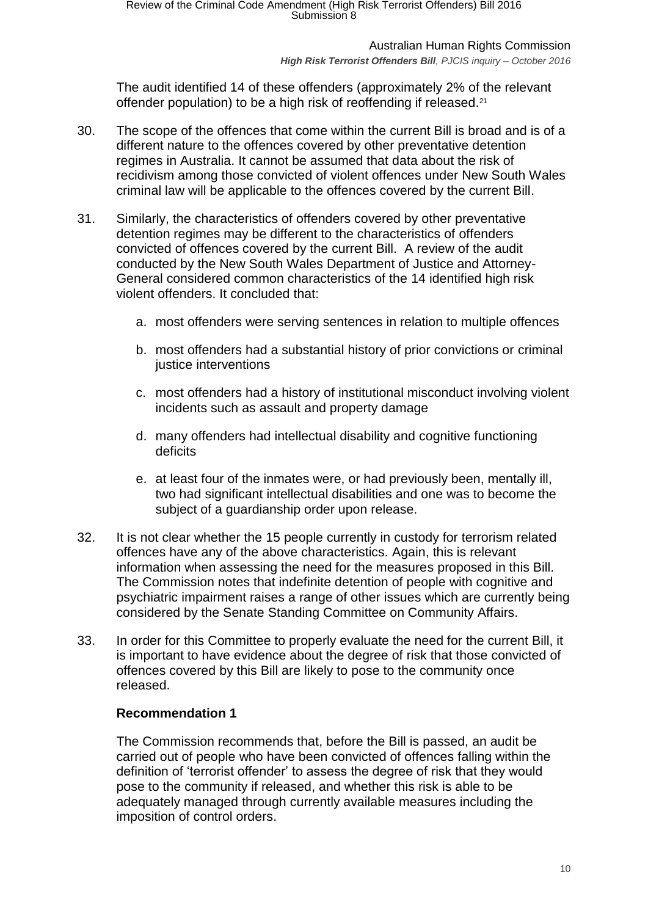The audit identified 14 of these offenders (approximately 2% of the relevant offender population) to be a high risk of reoffending if released.[21]

30. The scope of the offences that come within the current Bill is broad and is of a different nature to the offences covered by other preventative detention regimes in Australia. It cannot be assumed that data about the risk of recidivism among those convicted of violent offences under New South Wales criminal law will be applicable to the offences covered by the current Bill.

31. Similarly, the characteristics of offenders covered by other preventative detention regimes may be different to the characteristics of offenders convicted of offences covered by the current Bill. A review of the audit conducted by the New South Wales Department of Justice and Attorney-General considered common characteristics of the 14 identified high risk violent offenders. It concluded that:

    a. most offenders were serving sentences in relation to multiple offences

    b. most offenders had a substantial history of prior convictions or criminal justice interventions

    c. most offenders had a history of institutional misconduct involving violent incidents such as assault and property damage

    d. many offenders had intellectual disability and cognitive functioning deficits

    e. at least four of the inmates were, or had previously been, mentally ill, two had significant intellectual disabilities and one was to become the subject of a guardianship order upon release.

32. It is not clear whether the 15 people currently in custody for terrorism related offences have any of the above characteristics. Again, this is relevant information when assessing the need for the measures proposed in this Bill. The Commission notes that indefinite detention of people with cognitive and psychiatric impairment raises a range of other issues which are currently being considered by the Senate Standing Committee on Community Affairs.

33. In order for this Committee to properly evaluate the need for the current Bill, it is important to have evidence about the degree of risk that those convicted of offences covered by this Bill are likely to pose to the community once released.

### Recommendation 1

The Commission recommends that, before the Bill is passed, an audit be carried out of people who have been convicted of offences falling within the definition of 'terrorist offender' to assess the degree of risk that they would pose to the community if released, and whether this risk is able to be adequately managed through currently available measures including the imposition of control orders.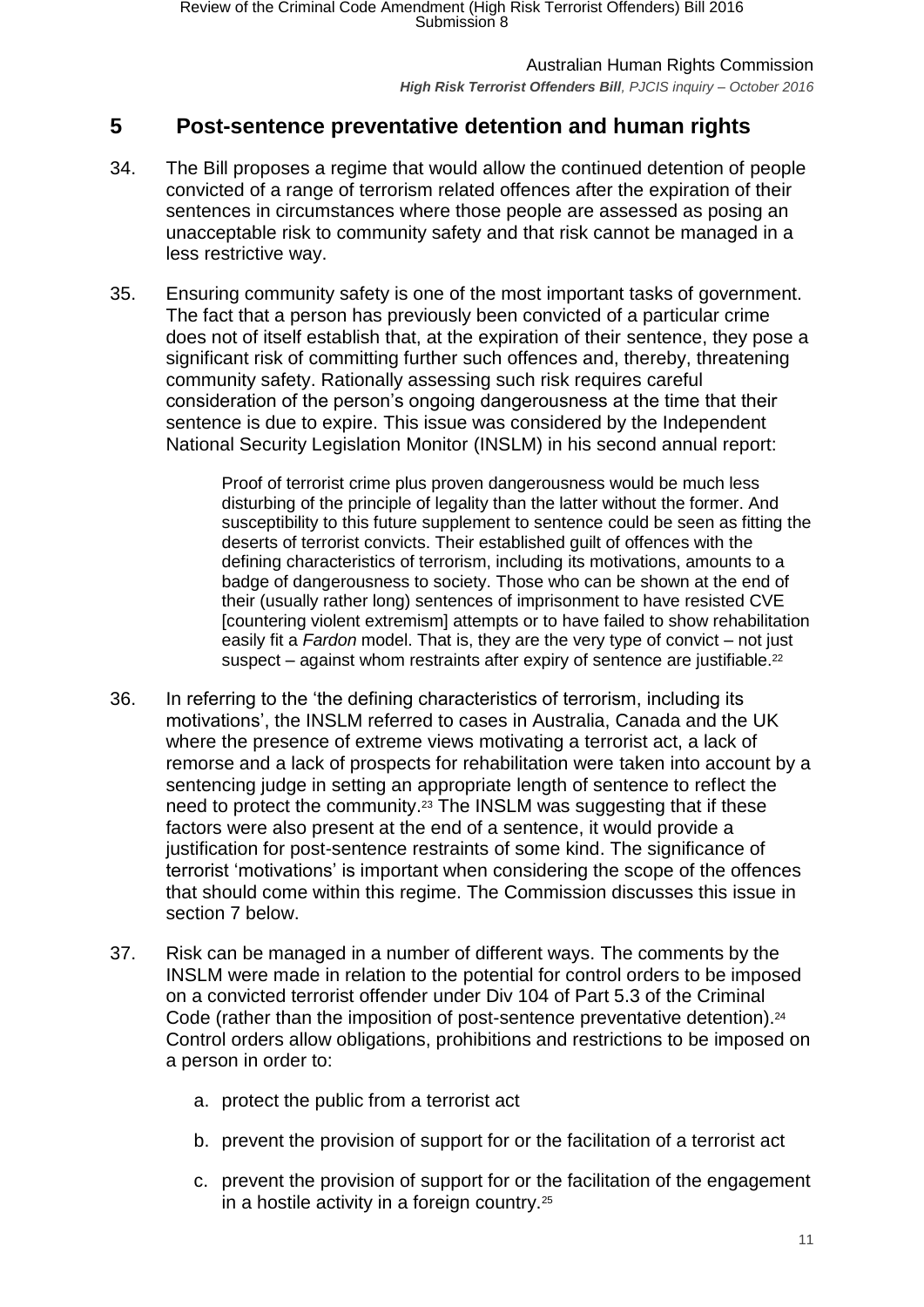## 5 Post-sentence preventative detention and human rights

34. The Bill proposes a regime that would allow the continued detention of people convicted of a range of terrorism related offences after the expiration of their sentences in circumstances where those people are assessed as posing an unacceptable risk to community safety and that risk cannot be managed in a less restrictive way.

35. Ensuring community safety is one of the most important tasks of government. The fact that a person has previously been convicted of a particular crime does not of itself establish that, at the expiration of their sentence, they pose a significant risk of committing further such offences and, thereby, threatening community safety. Rationally assessing such risk requires careful consideration of the person's ongoing dangerousness at the time that their sentence is due to expire. This issue was considered by the Independent National Security Legislation Monitor (INSLM) in his second annual report:

> Proof of terrorist crime plus proven dangerousness would be much less disturbing of the principle of legality than the latter without the former. And susceptibility to this future supplement to sentence could be seen as fitting the deserts of terrorist convicts. Their established guilt of offences with the defining characteristics of terrorism, including its motivations, amounts to a badge of dangerousness to society. Those who can be shown at the end of their (usually rather long) sentences of imprisonment to have resisted CVE [countering violent extremism] attempts or to have failed to show rehabilitation easily fit a *Fardon* model. That is, they are the very type of convict – not just suspect – against whom restraints after expiry of sentence are justifiable.[22]

36. In referring to the 'the defining characteristics of terrorism, including its motivations', the INSLM referred to cases in Australia, Canada and the UK where the presence of extreme views motivating a terrorist act, a lack of remorse and a lack of prospects for rehabilitation were taken into account by a sentencing judge in setting an appropriate length of sentence to reflect the need to protect the community.[23] The INSLM was suggesting that if these factors were also present at the end of a sentence, it would provide a justification for post-sentence restraints of some kind. The significance of terrorist 'motivations' is important when considering the scope of the offences that should come within this regime. The Commission discusses this issue in section 7 below.

37. Risk can be managed in a number of different ways. The comments by the INSLM were made in relation to the potential for control orders to be imposed on a convicted terrorist offender under Div 104 of Part 5.3 of the Criminal Code (rather than the imposition of post-sentence preventative detention).[24] Control orders allow obligations, prohibitions and restrictions to be imposed on a person in order to:

    a. protect the public from a terrorist act

    b. prevent the provision of support for or the facilitation of a terrorist act

    c. prevent the provision of support for or the facilitation of the engagement in a hostile activity in a foreign country.[25]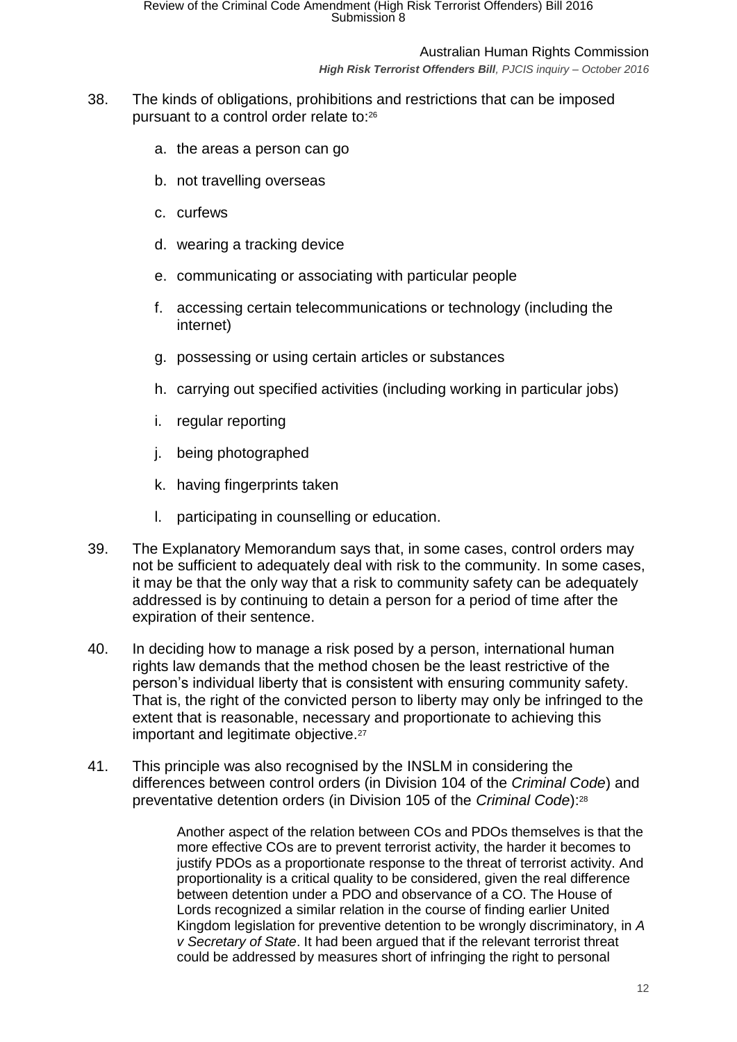38. The kinds of obligations, prohibitions and restrictions that can be imposed pursuant to a control order relate to:[26]

    a. the areas a person can go

    b. not travelling overseas

    c. curfews

    d. wearing a tracking device

    e. communicating or associating with particular people

    f. accessing certain telecommunications or technology (including the internet)

    g. possessing or using certain articles or substances

    h. carrying out specified activities (including working in particular jobs)

    i. regular reporting

    j. being photographed

    k. having fingerprints taken

    l. participating in counselling or education.

39. The Explanatory Memorandum says that, in some cases, control orders may not be sufficient to adequately deal with risk to the community. In some cases, it may be that the only way that a risk to community safety can be adequately addressed is by continuing to detain a person for a period of time after the expiration of their sentence.

40. In deciding how to manage a risk posed by a person, international human rights law demands that the method chosen be the least restrictive of the person's individual liberty that is consistent with ensuring community safety. That is, the right of the convicted person to liberty may only be infringed to the extent that is reasonable, necessary and proportionate to achieving this important and legitimate objective.[27]

41. This principle was also recognised by the INSLM in considering the differences between control orders (in Division 104 of the *Criminal Code*) and preventative detention orders (in Division 105 of the *Criminal Code*):[28]

> Another aspect of the relation between COs and PDOs themselves is that the more effective COs are to prevent terrorist activity, the harder it becomes to justify PDOs as a proportionate response to the threat of terrorist activity. And proportionality is a critical quality to be considered, given the real difference between detention under a PDO and observance of a CO. The House of Lords recognized a similar relation in the course of finding earlier United Kingdom legislation for preventive detention to be wrongly discriminatory, in *A v Secretary of State*. It had been argued that if the relevant terrorist threat could be addressed by measures short of infringing the right to personal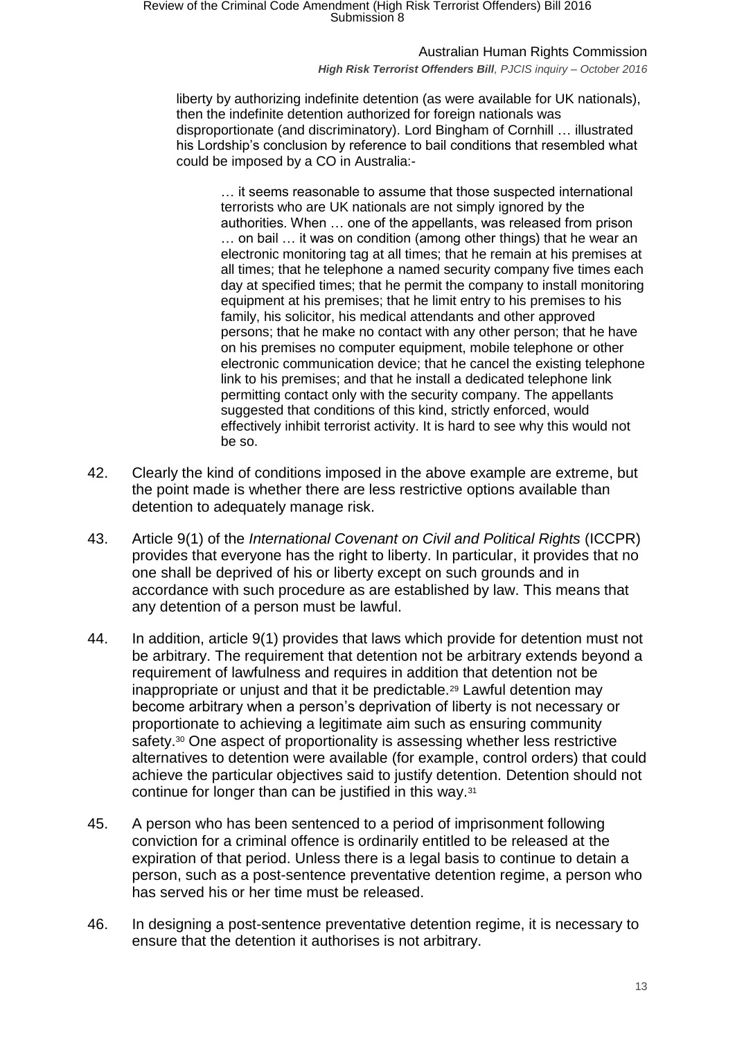liberty by authorizing indefinite detention (as were available for UK nationals), then the indefinite detention authorized for foreign nationals was disproportionate (and discriminatory). Lord Bingham of Cornhill … illustrated his Lordship's conclusion by reference to bail conditions that resembled what could be imposed by a CO in Australia:-

> … it seems reasonable to assume that those suspected international terrorists who are UK nationals are not simply ignored by the authorities. When … one of the appellants, was released from prison … on bail … it was on condition (among other things) that he wear an electronic monitoring tag at all times; that he remain at his premises at all times; that he telephone a named security company five times each day at specified times; that he permit the company to install monitoring equipment at his premises; that he limit entry to his premises to his family, his solicitor, his medical attendants and other approved persons; that he make no contact with any other person; that he have on his premises no computer equipment, mobile telephone or other electronic communication device; that he cancel the existing telephone link to his premises; and that he install a dedicated telephone link permitting contact only with the security company. The appellants suggested that conditions of this kind, strictly enforced, would effectively inhibit terrorist activity. It is hard to see why this would not be so.

42. Clearly the kind of conditions imposed in the above example are extreme, but the point made is whether there are less restrictive options available than detention to adequately manage risk.

43. Article 9(1) of the *International Covenant on Civil and Political Rights* (ICCPR) provides that everyone has the right to liberty. In particular, it provides that no one shall be deprived of his or liberty except on such grounds and in accordance with such procedure as are established by law. This means that any detention of a person must be lawful.

44. In addition, article 9(1) provides that laws which provide for detention must not be arbitrary. The requirement that detention not be arbitrary extends beyond a requirement of lawfulness and requires in addition that detention not be inappropriate or unjust and that it be predictable.[29] Lawful detention may become arbitrary when a person's deprivation of liberty is not necessary or proportionate to achieving a legitimate aim such as ensuring community safety.[30] One aspect of proportionality is assessing whether less restrictive alternatives to detention were available (for example, control orders) that could achieve the particular objectives said to justify detention. Detention should not continue for longer than can be justified in this way.[31]

45. A person who has been sentenced to a period of imprisonment following conviction for a criminal offence is ordinarily entitled to be released at the expiration of that period. Unless there is a legal basis to continue to detain a person, such as a post-sentence preventative detention regime, a person who has served his or her time must be released.

46. In designing a post-sentence preventative detention regime, it is necessary to ensure that the detention it authorises is not arbitrary.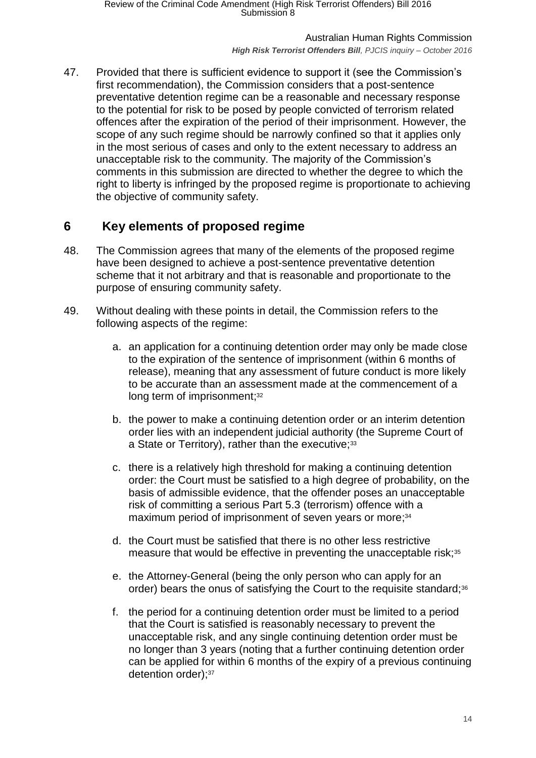47. Provided that there is sufficient evidence to support it (see the Commission's first recommendation), the Commission considers that a post-sentence preventative detention regime can be a reasonable and necessary response to the potential for risk to be posed by people convicted of terrorism related offences after the expiration of the period of their imprisonment. However, the scope of any such regime should be narrowly confined so that it applies only in the most serious of cases and only to the extent necessary to address an unacceptable risk to the community. The majority of the Commission's comments in this submission are directed to whether the degree to which the right to liberty is infringed by the proposed regime is proportionate to achieving the objective of community safety.

## 6 Key elements of proposed regime

48. The Commission agrees that many of the elements of the proposed regime have been designed to achieve a post-sentence preventative detention scheme that it not arbitrary and that is reasonable and proportionate to the purpose of ensuring community safety.

49. Without dealing with these points in detail, the Commission refers to the following aspects of the regime:

    a. an application for a continuing detention order may only be made close to the expiration of the sentence of imprisonment (within 6 months of release), meaning that any assessment of future conduct is more likely to be accurate than an assessment made at the commencement of a long term of imprisonment;[32]

    b. the power to make a continuing detention order or an interim detention order lies with an independent judicial authority (the Supreme Court of a State or Territory), rather than the executive;[33]

    c. there is a relatively high threshold for making a continuing detention order: the Court must be satisfied to a high degree of probability, on the basis of admissible evidence, that the offender poses an unacceptable risk of committing a serious Part 5.3 (terrorism) offence with a maximum period of imprisonment of seven years or more;[34]

    d. the Court must be satisfied that there is no other less restrictive measure that would be effective in preventing the unacceptable risk;[35]

    e. the Attorney-General (being the only person who can apply for an order) bears the onus of satisfying the Court to the requisite standard;[36]

    f. the period for a continuing detention order must be limited to a period that the Court is satisfied is reasonably necessary to prevent the unacceptable risk, and any single continuing detention order must be no longer than 3 years (noting that a further continuing detention order can be applied for within 6 months of the expiry of a previous continuing detention order);[37]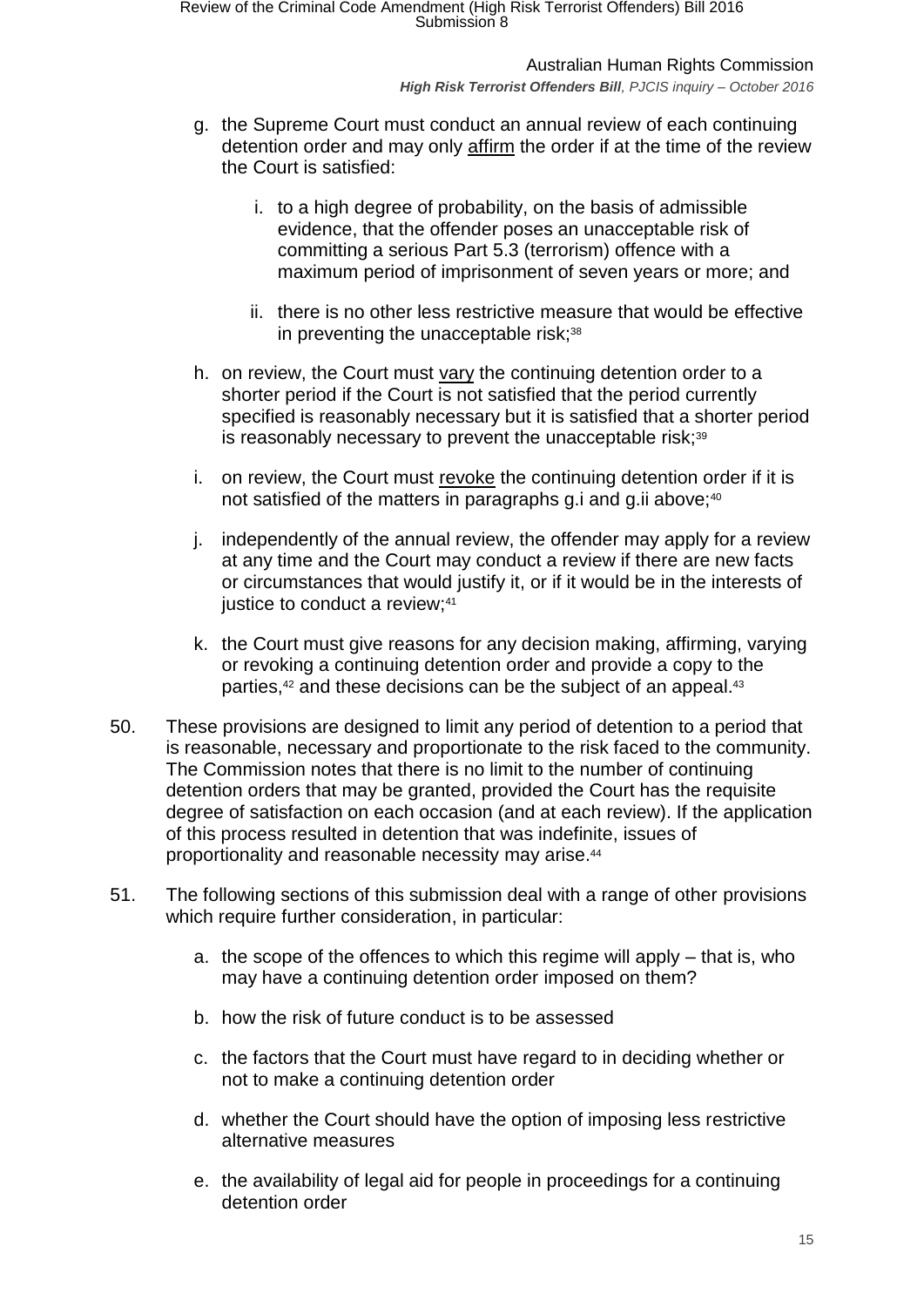g. the Supreme Court must conduct an annual review of each continuing detention order and may only affirm the order if at the time of the review the Court is satisfied:

   i. to a high degree of probability, on the basis of admissible evidence, that the offender poses an unacceptable risk of committing a serious Part 5.3 (terrorism) offence with a maximum period of imprisonment of seven years or more; and

   ii. there is no other less restrictive measure that would be effective in preventing the unacceptable risk;[38]

h. on review, the Court must vary the continuing detention order to a shorter period if the Court is not satisfied that the period currently specified is reasonably necessary but it is satisfied that a shorter period is reasonably necessary to prevent the unacceptable risk;[39]

i. on review, the Court must revoke the continuing detention order if it is not satisfied of the matters in paragraphs g.i and g.ii above;[40]

j. independently of the annual review, the offender may apply for a review at any time and the Court may conduct a review if there are new facts or circumstances that would justify it, or if it would be in the interests of justice to conduct a review;[41]

k. the Court must give reasons for any decision making, affirming, varying or revoking a continuing detention order and provide a copy to the parties,[42] and these decisions can be the subject of an appeal.[43]

50. These provisions are designed to limit any period of detention to a period that is reasonable, necessary and proportionate to the risk faced to the community. The Commission notes that there is no limit to the number of continuing detention orders that may be granted, provided the Court has the requisite degree of satisfaction on each occasion (and at each review). If the application of this process resulted in detention that was indefinite, issues of proportionality and reasonable necessity may arise.[44]

51. The following sections of this submission deal with a range of other provisions which require further consideration, in particular:

   a. the scope of the offences to which this regime will apply – that is, who may have a continuing detention order imposed on them?

   b. how the risk of future conduct is to be assessed

   c. the factors that the Court must have regard to in deciding whether or not to make a continuing detention order

   d. whether the Court should have the option of imposing less restrictive alternative measures

   e. the availability of legal aid for people in proceedings for a continuing detention order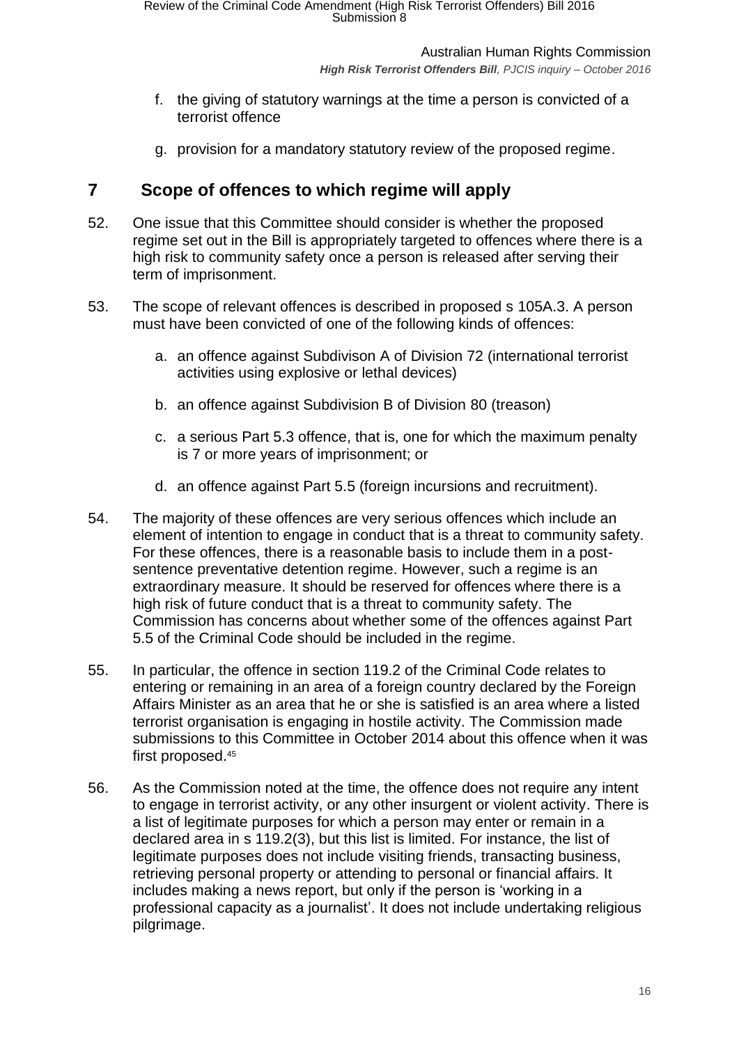f. the giving of statutory warnings at the time a person is convicted of a terrorist offence

g. provision for a mandatory statutory review of the proposed regime.

## 7 Scope of offences to which regime will apply

52. One issue that this Committee should consider is whether the proposed regime set out in the Bill is appropriately targeted to offences where there is a high risk to community safety once a person is released after serving their term of imprisonment.

53. The scope of relevant offences is described in proposed s 105A.3. A person must have been convicted of one of the following kinds of offences:

    a. an offence against Subdivison A of Division 72 (international terrorist activities using explosive or lethal devices)

    b. an offence against Subdivision B of Division 80 (treason)

    c. a serious Part 5.3 offence, that is, one for which the maximum penalty is 7 or more years of imprisonment; or

    d. an offence against Part 5.5 (foreign incursions and recruitment).

54. The majority of these offences are very serious offences which include an element of intention to engage in conduct that is a threat to community safety. For these offences, there is a reasonable basis to include them in a post-sentence preventative detention regime. However, such a regime is an extraordinary measure. It should be reserved for offences where there is a high risk of future conduct that is a threat to community safety. The Commission has concerns about whether some of the offences against Part 5.5 of the Criminal Code should be included in the regime.

55. In particular, the offence in section 119.2 of the Criminal Code relates to entering or remaining in an area of a foreign country declared by the Foreign Affairs Minister as an area that he or she is satisfied is an area where a listed terrorist organisation is engaging in hostile activity. The Commission made submissions to this Committee in October 2014 about this offence when it was first proposed.[45]

56. As the Commission noted at the time, the offence does not require any intent to engage in terrorist activity, or any other insurgent or violent activity. There is a list of legitimate purposes for which a person may enter or remain in a declared area in s 119.2(3), but this list is limited. For instance, the list of legitimate purposes does not include visiting friends, transacting business, retrieving personal property or attending to personal or financial affairs. It includes making a news report, but only if the person is 'working in a professional capacity as a journalist'. It does not include undertaking religious pilgrimage.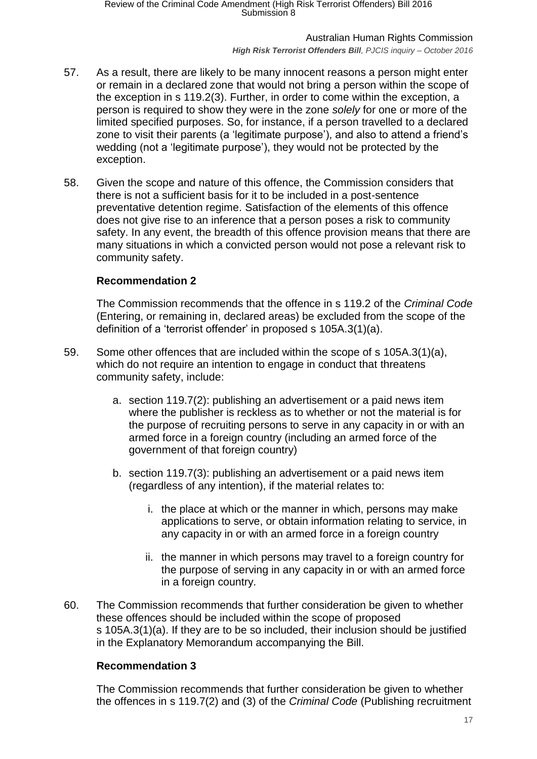57. As a result, there are likely to be many innocent reasons a person might enter or remain in a declared zone that would not bring a person within the scope of the exception in s 119.2(3). Further, in order to come within the exception, a person is required to show they were in the zone *solely* for one or more of the limited specified purposes. So, for instance, if a person travelled to a declared zone to visit their parents (a 'legitimate purpose'), and also to attend a friend's wedding (not a 'legitimate purpose'), they would not be protected by the exception.

58. Given the scope and nature of this offence, the Commission considers that there is not a sufficient basis for it to be included in a post-sentence preventative detention regime. Satisfaction of the elements of this offence does not give rise to an inference that a person poses a risk to community safety. In any event, the breadth of this offence provision means that there are many situations in which a convicted person would not pose a relevant risk to community safety.

### Recommendation 2

The Commission recommends that the offence in s 119.2 of the *Criminal Code* (Entering, or remaining in, declared areas) be excluded from the scope of the definition of a 'terrorist offender' in proposed s 105A.3(1)(a).

59. Some other offences that are included within the scope of s 105A.3(1)(a), which do not require an intention to engage in conduct that threatens community safety, include:

    a. section 119.7(2): publishing an advertisement or a paid news item where the publisher is reckless as to whether or not the material is for the purpose of recruiting persons to serve in any capacity in or with an armed force in a foreign country (including an armed force of the government of that foreign country)

    b. section 119.7(3): publishing an advertisement or a paid news item (regardless of any intention), if the material relates to:

        i. the place at which or the manner in which, persons may make applications to serve, or obtain information relating to service, in any capacity in or with an armed force in a foreign country

        ii. the manner in which persons may travel to a foreign country for the purpose of serving in any capacity in or with an armed force in a foreign country.

60. The Commission recommends that further consideration be given to whether these offences should be included within the scope of proposed s 105A.3(1)(a). If they are to be so included, their inclusion should be justified in the Explanatory Memorandum accompanying the Bill.

### Recommendation 3

The Commission recommends that further consideration be given to whether the offences in s 119.7(2) and (3) of the *Criminal Code* (Publishing recruitment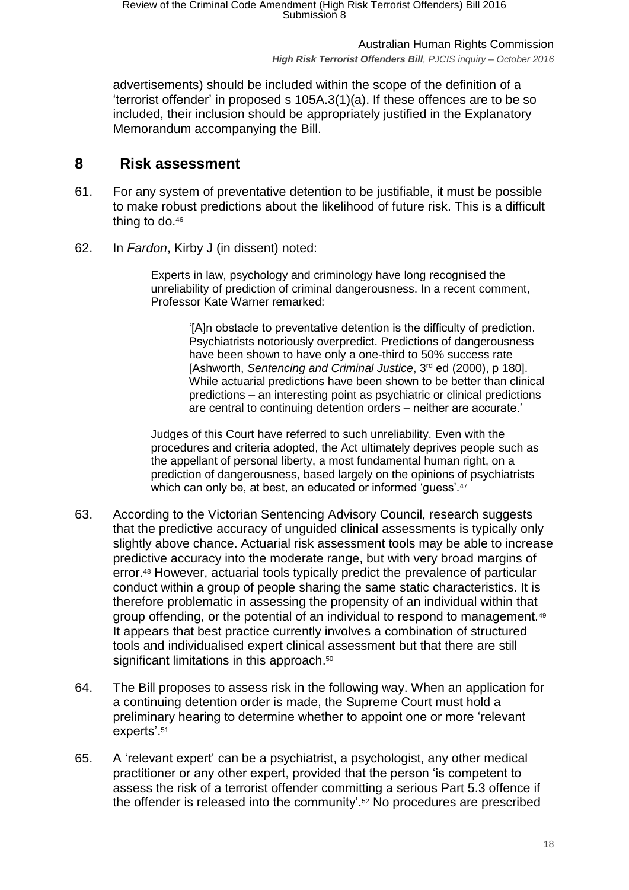advertisements) should be included within the scope of the definition of a 'terrorist offender' in proposed s 105A.3(1)(a). If these offences are to be so included, their inclusion should be appropriately justified in the Explanatory Memorandum accompanying the Bill.

## 8 Risk assessment

61. For any system of preventative detention to be justifiable, it must be possible to make robust predictions about the likelihood of future risk. This is a difficult thing to do.[46]

62. In *Fardon*, Kirby J (in dissent) noted:

> Experts in law, psychology and criminology have long recognised the unreliability of prediction of criminal dangerousness. In a recent comment, Professor Kate Warner remarked:
>
> > '[A]n obstacle to preventative detention is the difficulty of prediction. Psychiatrists notoriously overpredict. Predictions of dangerousness have been shown to have only a one-third to 50% success rate [Ashworth, *Sentencing and Criminal Justice*, 3rd ed (2000), p 180]. While actuarial predictions have been shown to be better than clinical predictions – an interesting point as psychiatric or clinical predictions are central to continuing detention orders – neither are accurate.'
>
> Judges of this Court have referred to such unreliability. Even with the procedures and criteria adopted, the Act ultimately deprives people such as the appellant of personal liberty, a most fundamental human right, on a prediction of dangerousness, based largely on the opinions of psychiatrists which can only be, at best, an educated or informed 'guess'.[47]

63. According to the Victorian Sentencing Advisory Council, research suggests that the predictive accuracy of unguided clinical assessments is typically only slightly above chance. Actuarial risk assessment tools may be able to increase predictive accuracy into the moderate range, but with very broad margins of error.[48] However, actuarial tools typically predict the prevalence of particular conduct within a group of people sharing the same static characteristics. It is therefore problematic in assessing the propensity of an individual within that group offending, or the potential of an individual to respond to management.[49] It appears that best practice currently involves a combination of structured tools and individualised expert clinical assessment but that there are still significant limitations in this approach.[50]

64. The Bill proposes to assess risk in the following way. When an application for a continuing detention order is made, the Supreme Court must hold a preliminary hearing to determine whether to appoint one or more 'relevant experts'.[51]

65. A 'relevant expert' can be a psychiatrist, a psychologist, any other medical practitioner or any other expert, provided that the person 'is competent to assess the risk of a terrorist offender committing a serious Part 5.3 offence if the offender is released into the community'.[52] No procedures are prescribed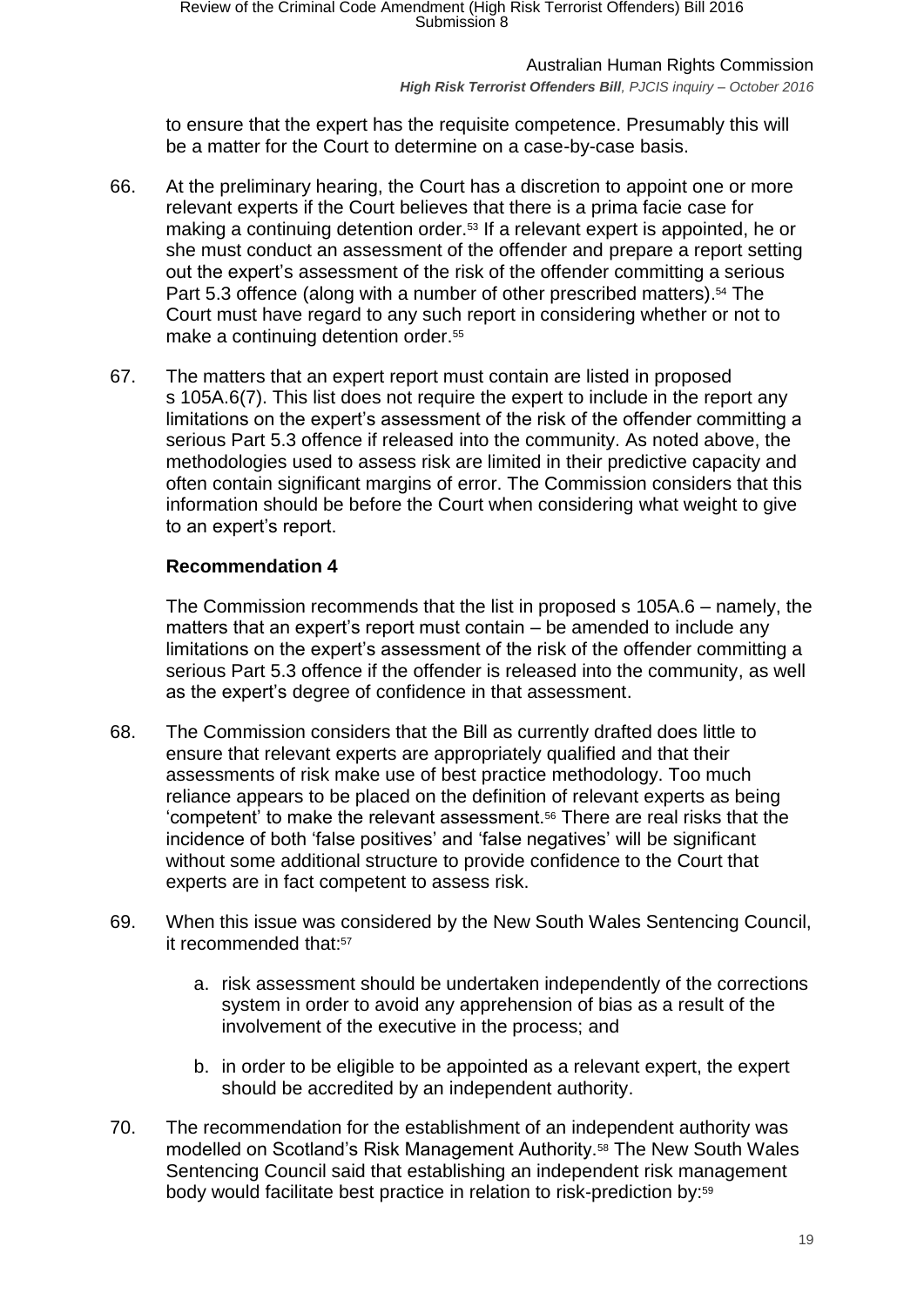to ensure that the expert has the requisite competence. Presumably this will be a matter for the Court to determine on a case-by-case basis.

66. At the preliminary hearing, the Court has a discretion to appoint one or more relevant experts if the Court believes that there is a prima facie case for making a continuing detention order.[53] If a relevant expert is appointed, he or she must conduct an assessment of the offender and prepare a report setting out the expert's assessment of the risk of the offender committing a serious Part 5.3 offence (along with a number of other prescribed matters).[54] The Court must have regard to any such report in considering whether or not to make a continuing detention order.[55]

67. The matters that an expert report must contain are listed in proposed s 105A.6(7). This list does not require the expert to include in the report any limitations on the expert's assessment of the risk of the offender committing a serious Part 5.3 offence if released into the community. As noted above, the methodologies used to assess risk are limited in their predictive capacity and often contain significant margins of error. The Commission considers that this information should be before the Court when considering what weight to give to an expert's report.

**Recommendation 4**

The Commission recommends that the list in proposed s 105A.6 – namely, the matters that an expert's report must contain – be amended to include any limitations on the expert's assessment of the risk of the offender committing a serious Part 5.3 offence if the offender is released into the community, as well as the expert's degree of confidence in that assessment.

68. The Commission considers that the Bill as currently drafted does little to ensure that relevant experts are appropriately qualified and that their assessments of risk make use of best practice methodology. Too much reliance appears to be placed on the definition of relevant experts as being 'competent' to make the relevant assessment.[56] There are real risks that the incidence of both 'false positives' and 'false negatives' will be significant without some additional structure to provide confidence to the Court that experts are in fact competent to assess risk.

69. When this issue was considered by the New South Wales Sentencing Council, it recommended that:[57]

    a. risk assessment should be undertaken independently of the corrections system in order to avoid any apprehension of bias as a result of the involvement of the executive in the process; and

    b. in order to be eligible to be appointed as a relevant expert, the expert should be accredited by an independent authority.

70. The recommendation for the establishment of an independent authority was modelled on Scotland's Risk Management Authority.[58] The New South Wales Sentencing Council said that establishing an independent risk management body would facilitate best practice in relation to risk-prediction by:[59]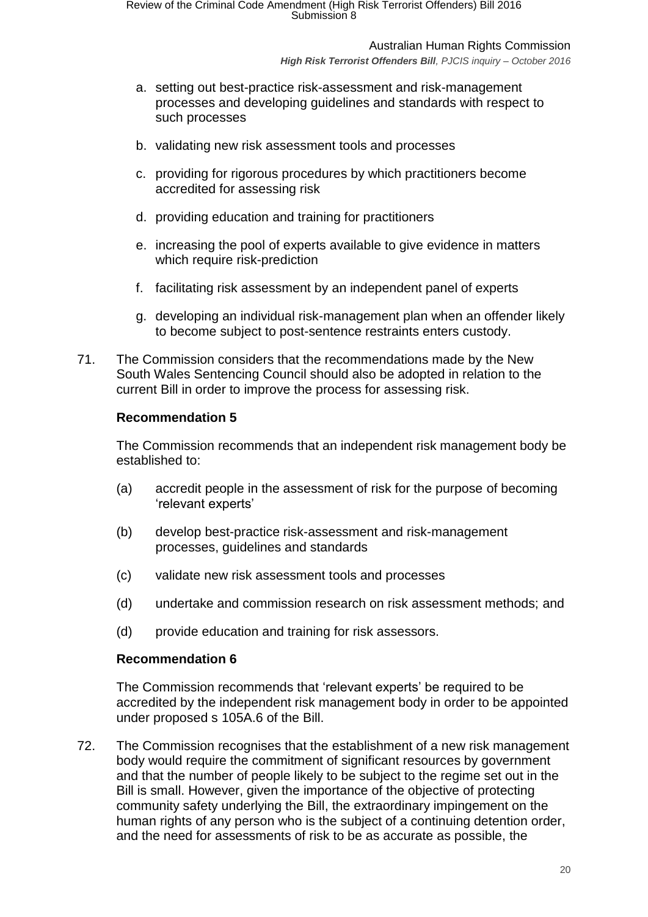a. setting out best-practice risk-assessment and risk-management processes and developing guidelines and standards with respect to such processes

b. validating new risk assessment tools and processes

c. providing for rigorous procedures by which practitioners become accredited for assessing risk

d. providing education and training for practitioners

e. increasing the pool of experts available to give evidence in matters which require risk-prediction

f. facilitating risk assessment by an independent panel of experts

g. developing an individual risk-management plan when an offender likely to become subject to post-sentence restraints enters custody.

71. The Commission considers that the recommendations made by the New South Wales Sentencing Council should also be adopted in relation to the current Bill in order to improve the process for assessing risk.

**Recommendation 5**

The Commission recommends that an independent risk management body be established to:

(a) accredit people in the assessment of risk for the purpose of becoming 'relevant experts'

(b) develop best-practice risk-assessment and risk-management processes, guidelines and standards

(c) validate new risk assessment tools and processes

(d) undertake and commission research on risk assessment methods; and

(d) provide education and training for risk assessors.

**Recommendation 6**

The Commission recommends that 'relevant experts' be required to be accredited by the independent risk management body in order to be appointed under proposed s 105A.6 of the Bill.

72. The Commission recognises that the establishment of a new risk management body would require the commitment of significant resources by government and that the number of people likely to be subject to the regime set out in the Bill is small. However, given the importance of the objective of protecting community safety underlying the Bill, the extraordinary impingement on the human rights of any person who is the subject of a continuing detention order, and the need for assessments of risk to be as accurate as possible, the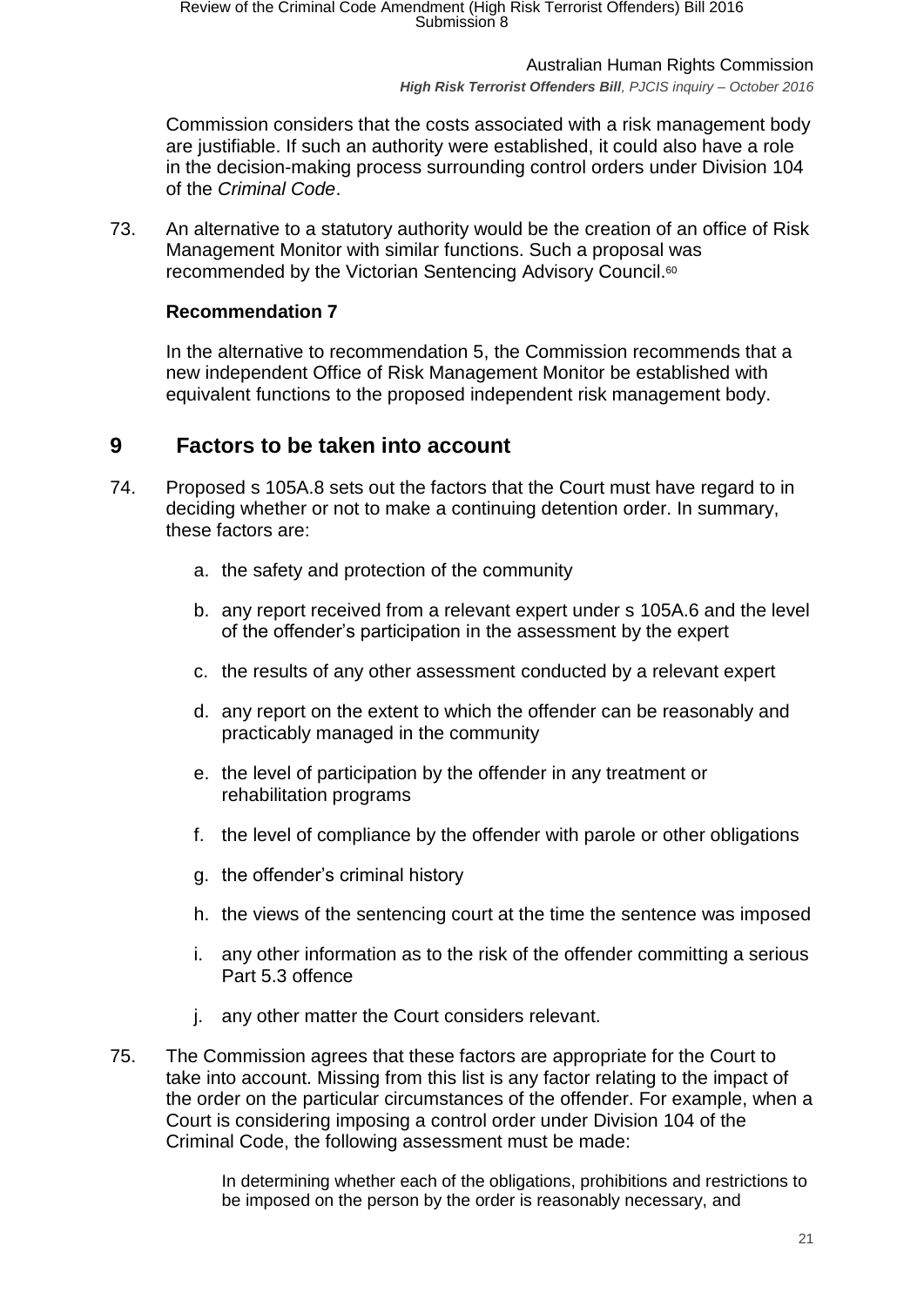Commission considers that the costs associated with a risk management body are justifiable. If such an authority were established, it could also have a role in the decision-making process surrounding control orders under Division 104 of the *Criminal Code*.

73. An alternative to a statutory authority would be the creation of an office of Risk Management Monitor with similar functions. Such a proposal was recommended by the Victorian Sentencing Advisory Council.[60]

**Recommendation 7**

In the alternative to recommendation 5, the Commission recommends that a new independent Office of Risk Management Monitor be established with equivalent functions to the proposed independent risk management body.

# 9 Factors to be taken into account

74. Proposed s 105A.8 sets out the factors that the Court must have regard to in deciding whether or not to make a continuing detention order. In summary, these factors are:

    a. the safety and protection of the community

    b. any report received from a relevant expert under s 105A.6 and the level of the offender's participation in the assessment by the expert

    c. the results of any other assessment conducted by a relevant expert

    d. any report on the extent to which the offender can be reasonably and practicably managed in the community

    e. the level of participation by the offender in any treatment or rehabilitation programs

    f. the level of compliance by the offender with parole or other obligations

    g. the offender's criminal history

    h. the views of the sentencing court at the time the sentence was imposed

    i. any other information as to the risk of the offender committing a serious Part 5.3 offence

    j. any other matter the Court considers relevant.

75. The Commission agrees that these factors are appropriate for the Court to take into account. Missing from this list is any factor relating to the impact of the order on the particular circumstances of the offender. For example, when a Court is considering imposing a control order under Division 104 of the Criminal Code, the following assessment must be made:

> In determining whether each of the obligations, prohibitions and restrictions to be imposed on the person by the order is reasonably necessary, and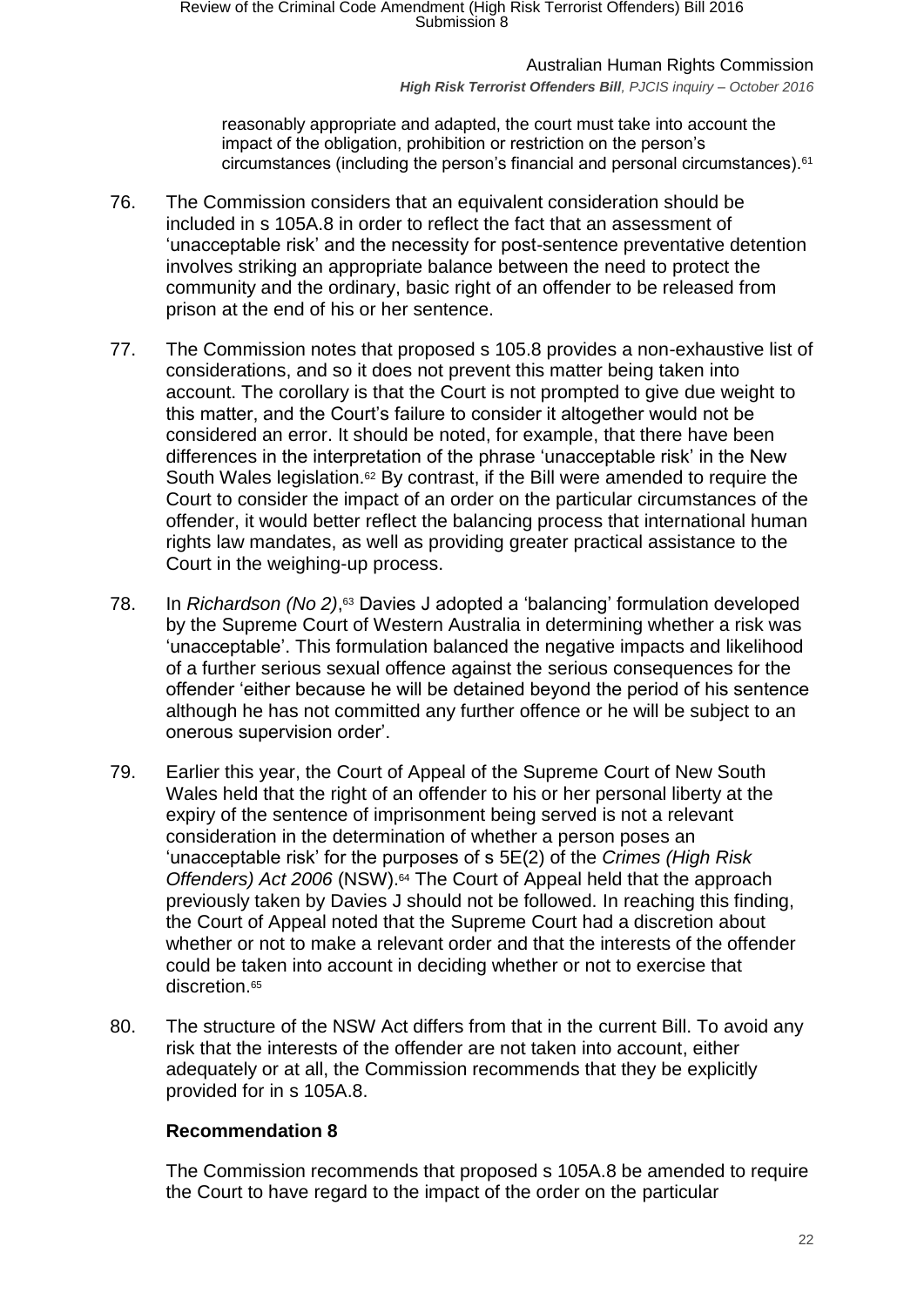reasonably appropriate and adapted, the court must take into account the impact of the obligation, prohibition or restriction on the person's circumstances (including the person's financial and personal circumstances).[61]

76. The Commission considers that an equivalent consideration should be included in s 105A.8 in order to reflect the fact that an assessment of 'unacceptable risk' and the necessity for post-sentence preventative detention involves striking an appropriate balance between the need to protect the community and the ordinary, basic right of an offender to be released from prison at the end of his or her sentence.

77. The Commission notes that proposed s 105.8 provides a non-exhaustive list of considerations, and so it does not prevent this matter being taken into account. The corollary is that the Court is not prompted to give due weight to this matter, and the Court's failure to consider it altogether would not be considered an error. It should be noted, for example, that there have been differences in the interpretation of the phrase 'unacceptable risk' in the New South Wales legislation.[62] By contrast, if the Bill were amended to require the Court to consider the impact of an order on the particular circumstances of the offender, it would better reflect the balancing process that international human rights law mandates, as well as providing greater practical assistance to the Court in the weighing-up process.

78. In *Richardson (No 2)*,[63] Davies J adopted a 'balancing' formulation developed by the Supreme Court of Western Australia in determining whether a risk was 'unacceptable'. This formulation balanced the negative impacts and likelihood of a further serious sexual offence against the serious consequences for the offender 'either because he will be detained beyond the period of his sentence although he has not committed any further offence or he will be subject to an onerous supervision order'.

79. Earlier this year, the Court of Appeal of the Supreme Court of New South Wales held that the right of an offender to his or her personal liberty at the expiry of the sentence of imprisonment being served is not a relevant consideration in the determination of whether a person poses an 'unacceptable risk' for the purposes of s 5E(2) of the *Crimes (High Risk Offenders) Act 2006* (NSW).[64] The Court of Appeal held that the approach previously taken by Davies J should not be followed. In reaching this finding, the Court of Appeal noted that the Supreme Court had a discretion about whether or not to make a relevant order and that the interests of the offender could be taken into account in deciding whether or not to exercise that discretion.[65]

80. The structure of the NSW Act differs from that in the current Bill. To avoid any risk that the interests of the offender are not taken into account, either adequately or at all, the Commission recommends that they be explicitly provided for in s 105A.8.

### Recommendation 8

The Commission recommends that proposed s 105A.8 be amended to require the Court to have regard to the impact of the order on the particular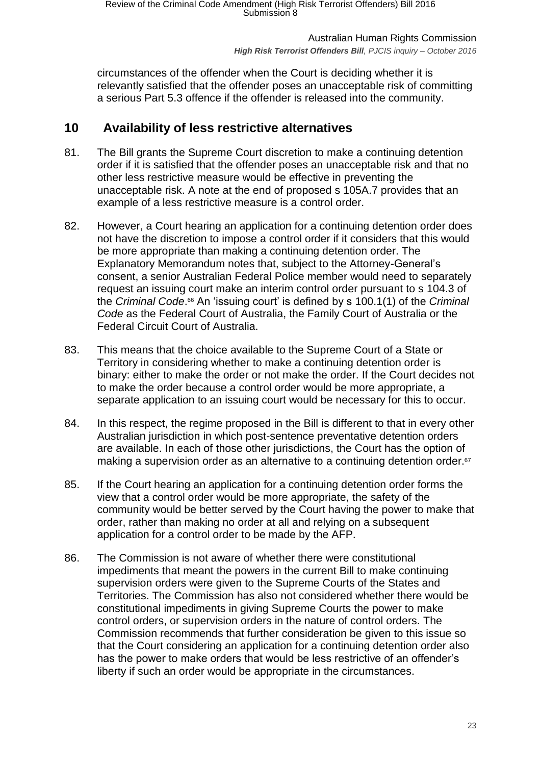circumstances of the offender when the Court is deciding whether it is relevantly satisfied that the offender poses an unacceptable risk of committing a serious Part 5.3 offence if the offender is released into the community.

## 10 Availability of less restrictive alternatives

81. The Bill grants the Supreme Court discretion to make a continuing detention order if it is satisfied that the offender poses an unacceptable risk and that no other less restrictive measure would be effective in preventing the unacceptable risk. A note at the end of proposed s 105A.7 provides that an example of a less restrictive measure is a control order.

82. However, a Court hearing an application for a continuing detention order does not have the discretion to impose a control order if it considers that this would be more appropriate than making a continuing detention order. The Explanatory Memorandum notes that, subject to the Attorney-General's consent, a senior Australian Federal Police member would need to separately request an issuing court make an interim control order pursuant to s 104.3 of the *Criminal Code*.[66] An 'issuing court' is defined by s 100.1(1) of the *Criminal Code* as the Federal Court of Australia, the Family Court of Australia or the Federal Circuit Court of Australia.

83. This means that the choice available to the Supreme Court of a State or Territory in considering whether to make a continuing detention order is binary: either to make the order or not make the order. If the Court decides not to make the order because a control order would be more appropriate, a separate application to an issuing court would be necessary for this to occur.

84. In this respect, the regime proposed in the Bill is different to that in every other Australian jurisdiction in which post-sentence preventative detention orders are available. In each of those other jurisdictions, the Court has the option of making a supervision order as an alternative to a continuing detention order.[67]

85. If the Court hearing an application for a continuing detention order forms the view that a control order would be more appropriate, the safety of the community would be better served by the Court having the power to make that order, rather than making no order at all and relying on a subsequent application for a control order to be made by the AFP.

86. The Commission is not aware of whether there were constitutional impediments that meant the powers in the current Bill to make continuing supervision orders were given to the Supreme Courts of the States and Territories. The Commission has also not considered whether there would be constitutional impediments in giving Supreme Courts the power to make control orders, or supervision orders in the nature of control orders. The Commission recommends that further consideration be given to this issue so that the Court considering an application for a continuing detention order also has the power to make orders that would be less restrictive of an offender's liberty if such an order would be appropriate in the circumstances.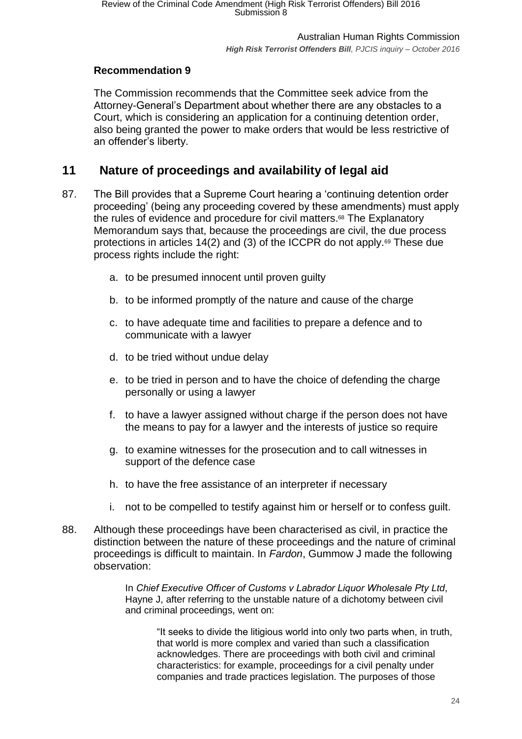### Recommendation 9

The Commission recommends that the Committee seek advice from the Attorney-General's Department about whether there are any obstacles to a Court, which is considering an application for a continuing detention order, also being granted the power to make orders that would be less restrictive of an offender's liberty.

## 11 Nature of proceedings and availability of legal aid

87. The Bill provides that a Supreme Court hearing a 'continuing detention order proceeding' (being any proceeding covered by these amendments) must apply the rules of evidence and procedure for civil matters.[68] The Explanatory Memorandum says that, because the proceedings are civil, the due process protections in articles 14(2) and (3) of the ICCPR do not apply.[69] These due process rights include the right:

   a. to be presumed innocent until proven guilty

   b. to be informed promptly of the nature and cause of the charge

   c. to have adequate time and facilities to prepare a defence and to communicate with a lawyer

   d. to be tried without undue delay

   e. to be tried in person and to have the choice of defending the charge personally or using a lawyer

   f. to have a lawyer assigned without charge if the person does not have the means to pay for a lawyer and the interests of justice so require

   g. to examine witnesses for the prosecution and to call witnesses in support of the defence case

   h. to have the free assistance of an interpreter if necessary

   i. not to be compelled to testify against him or herself or to confess guilt.

88. Although these proceedings have been characterised as civil, in practice the distinction between the nature of these proceedings and the nature of criminal proceedings is difficult to maintain. In *Fardon*, Gummow J made the following observation:

> In *Chief Executive Officer of Customs v Labrador Liquor Wholesale Pty Ltd*, Hayne J, after referring to the unstable nature of a dichotomy between civil and criminal proceedings, went on:
>
> > "It seeks to divide the litigious world into only two parts when, in truth, that world is more complex and varied than such a classification acknowledges. There are proceedings with both civil and criminal characteristics: for example, proceedings for a civil penalty under companies and trade practices legislation. The purposes of those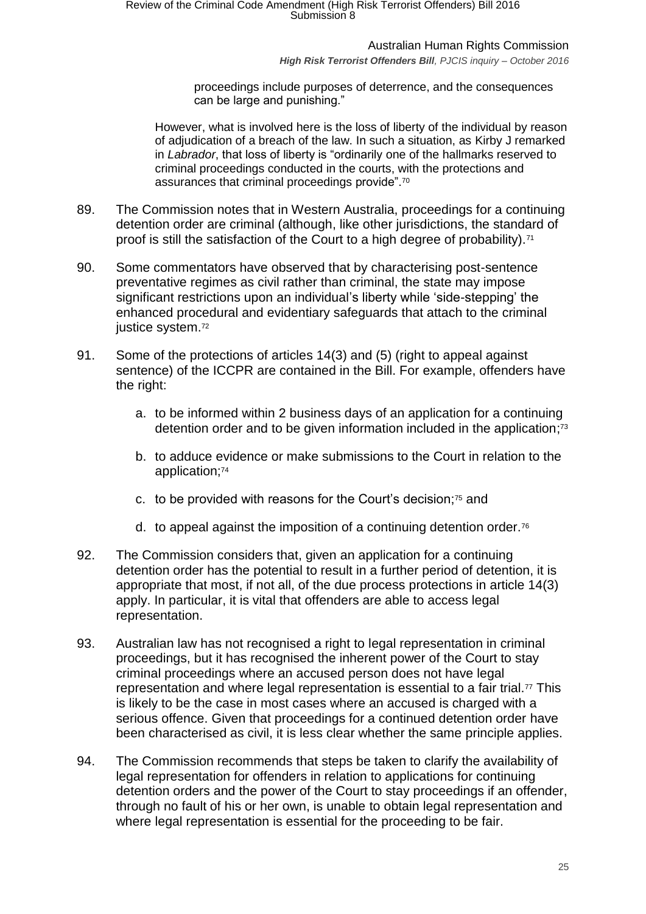> proceedings include purposes of deterrence, and the consequences can be large and punishing."
>
> However, what is involved here is the loss of liberty of the individual by reason of adjudication of a breach of the law. In such a situation, as Kirby J remarked in *Labrador*, that loss of liberty is "ordinarily one of the hallmarks reserved to criminal proceedings conducted in the courts, with the protections and assurances that criminal proceedings provide".[70]

89. The Commission notes that in Western Australia, proceedings for a continuing detention order are criminal (although, like other jurisdictions, the standard of proof is still the satisfaction of the Court to a high degree of probability).[71]

90. Some commentators have observed that by characterising post-sentence preventative regimes as civil rather than criminal, the state may impose significant restrictions upon an individual's liberty while 'side-stepping' the enhanced procedural and evidentiary safeguards that attach to the criminal justice system.[72]

91. Some of the protections of articles 14(3) and (5) (right to appeal against sentence) of the ICCPR are contained in the Bill. For example, offenders have the right:

    a. to be informed within 2 business days of an application for a continuing detention order and to be given information included in the application;[73]

    b. to adduce evidence or make submissions to the Court in relation to the application;[74]

    c. to be provided with reasons for the Court's decision;[75] and

    d. to appeal against the imposition of a continuing detention order.[76]

92. The Commission considers that, given an application for a continuing detention order has the potential to result in a further period of detention, it is appropriate that most, if not all, of the due process protections in article 14(3) apply. In particular, it is vital that offenders are able to access legal representation.

93. Australian law has not recognised a right to legal representation in criminal proceedings, but it has recognised the inherent power of the Court to stay criminal proceedings where an accused person does not have legal representation and where legal representation is essential to a fair trial.[77] This is likely to be the case in most cases where an accused is charged with a serious offence. Given that proceedings for a continued detention order have been characterised as civil, it is less clear whether the same principle applies.

94. The Commission recommends that steps be taken to clarify the availability of legal representation for offenders in relation to applications for continuing detention orders and the power of the Court to stay proceedings if an offender, through no fault of his or her own, is unable to obtain legal representation and where legal representation is essential for the proceeding to be fair.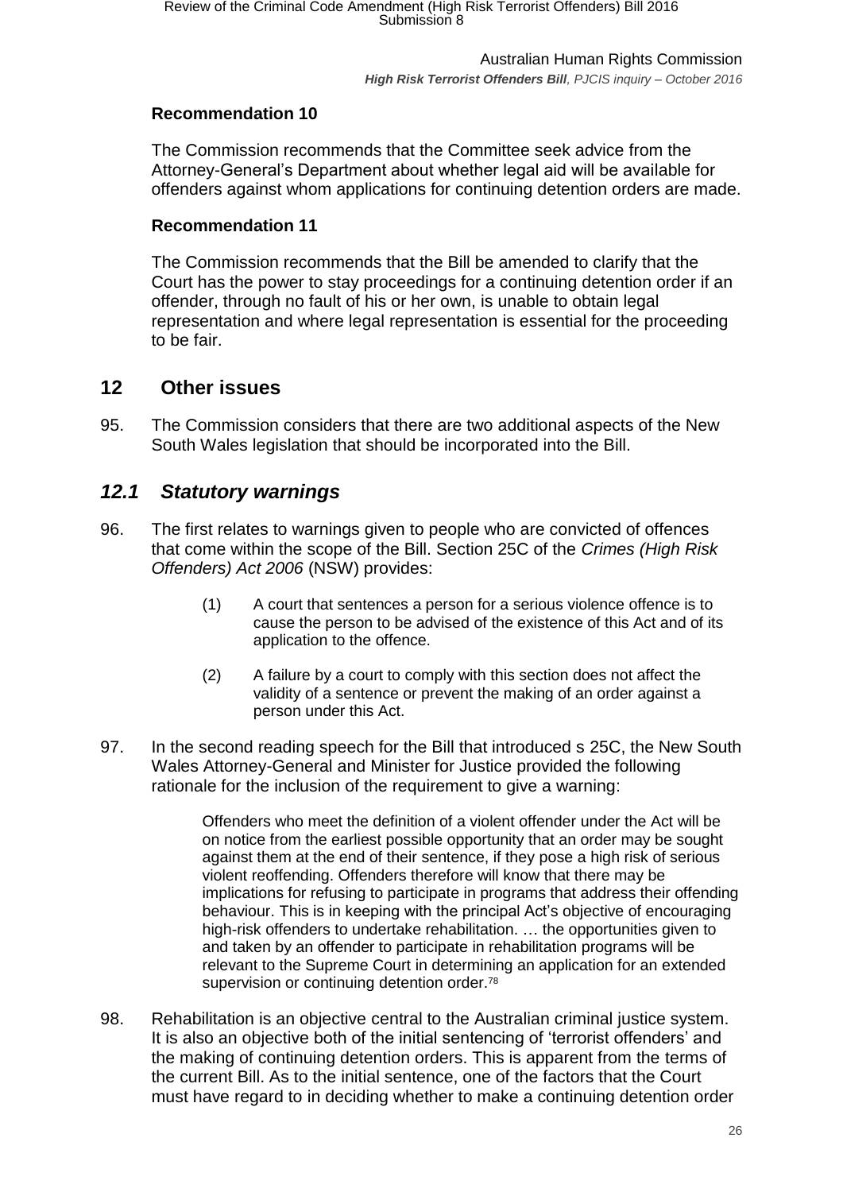**Recommendation 10**

The Commission recommends that the Committee seek advice from the Attorney-General's Department about whether legal aid will be available for offenders against whom applications for continuing detention orders are made.

**Recommendation 11**

The Commission recommends that the Bill be amended to clarify that the Court has the power to stay proceedings for a continuing detention order if an offender, through no fault of his or her own, is unable to obtain legal representation and where legal representation is essential for the proceeding to be fair.

## 12 Other issues

95. The Commission considers that there are two additional aspects of the New South Wales legislation that should be incorporated into the Bill.

### *12.1 Statutory warnings*

96. The first relates to warnings given to people who are convicted of offences that come within the scope of the Bill. Section 25C of the *Crimes (High Risk Offenders) Act 2006* (NSW) provides:

> (1) A court that sentences a person for a serious violence offence is to cause the person to be advised of the existence of this Act and of its application to the offence.
>
> (2) A failure by a court to comply with this section does not affect the validity of a sentence or prevent the making of an order against a person under this Act.

97. In the second reading speech for the Bill that introduced s 25C, the New South Wales Attorney-General and Minister for Justice provided the following rationale for the inclusion of the requirement to give a warning:

> Offenders who meet the definition of a violent offender under the Act will be on notice from the earliest possible opportunity that an order may be sought against them at the end of their sentence, if they pose a high risk of serious violent reoffending. Offenders therefore will know that there may be implications for refusing to participate in programs that address their offending behaviour. This is in keeping with the principal Act's objective of encouraging high-risk offenders to undertake rehabilitation. … the opportunities given to and taken by an offender to participate in rehabilitation programs will be relevant to the Supreme Court in determining an application for an extended supervision or continuing detention order.[78]

98. Rehabilitation is an objective central to the Australian criminal justice system. It is also an objective both of the initial sentencing of 'terrorist offenders' and the making of continuing detention orders. This is apparent from the terms of the current Bill. As to the initial sentence, one of the factors that the Court must have regard to in deciding whether to make a continuing detention order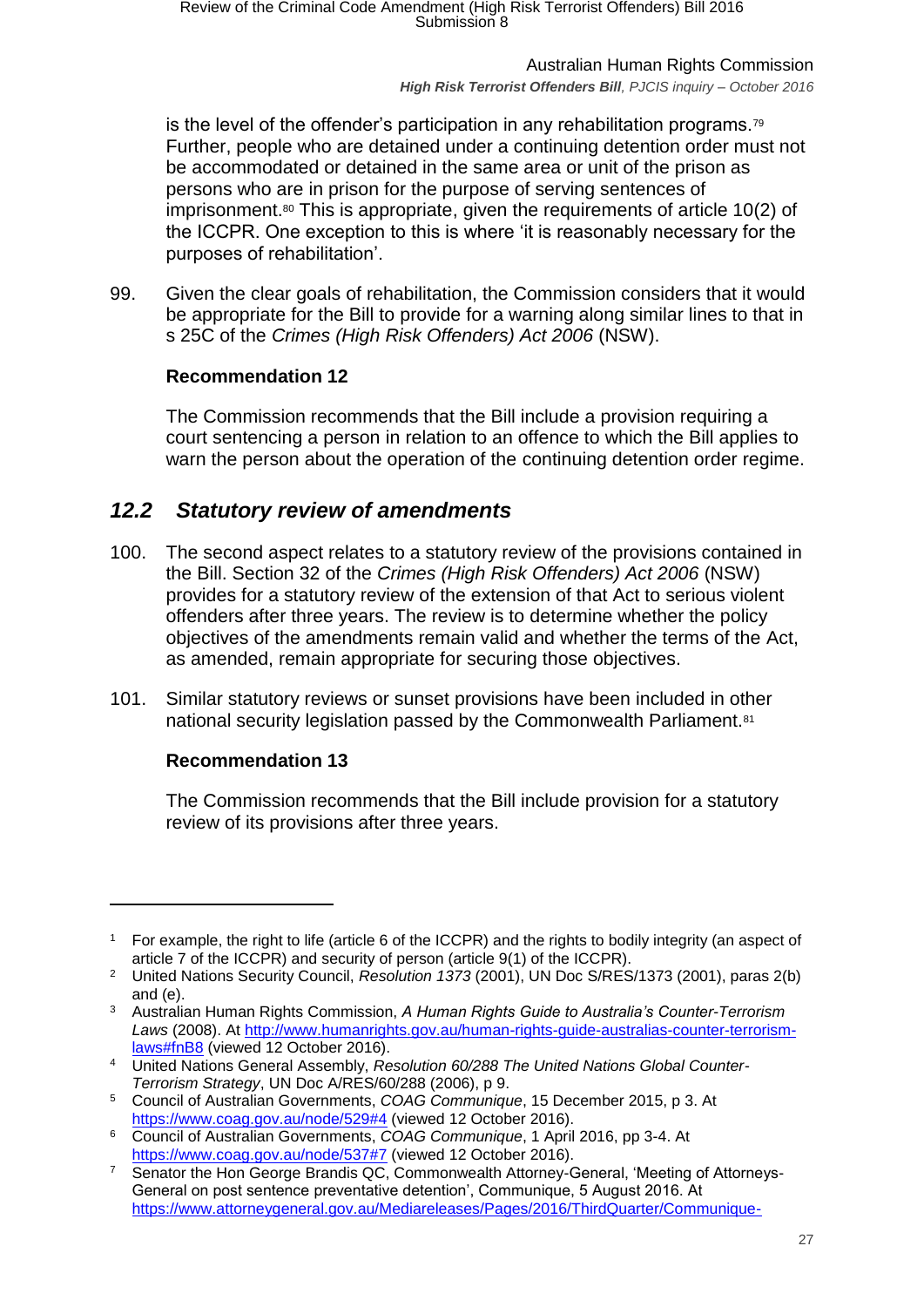is the level of the offender's participation in any rehabilitation programs.[79] Further, people who are detained under a continuing detention order must not be accommodated or detained in the same area or unit of the prison as persons who are in prison for the purpose of serving sentences of imprisonment.[80] This is appropriate, given the requirements of article 10(2) of the ICCPR. One exception to this is where 'it is reasonably necessary for the purposes of rehabilitation'.

99. Given the clear goals of rehabilitation, the Commission considers that it would be appropriate for the Bill to provide for a warning along similar lines to that in s 25C of the *Crimes (High Risk Offenders) Act 2006* (NSW).

**Recommendation 12**

The Commission recommends that the Bill include a provision requiring a court sentencing a person in relation to an offence to which the Bill applies to warn the person about the operation of the continuing detention order regime.

## *12.2 Statutory review of amendments*

100. The second aspect relates to a statutory review of the provisions contained in the Bill. Section 32 of the *Crimes (High Risk Offenders) Act 2006* (NSW) provides for a statutory review of the extension of that Act to serious violent offenders after three years. The review is to determine whether the policy objectives of the amendments remain valid and whether the terms of the Act, as amended, remain appropriate for securing those objectives.

101. Similar statutory reviews or sunset provisions have been included in other national security legislation passed by the Commonwealth Parliament.[81]

**Recommendation 13**

The Commission recommends that the Bill include provision for a statutory review of its provisions after three years.

---

1 For example, the right to life (article 6 of the ICCPR) and the rights to bodily integrity (an aspect of article 7 of the ICCPR) and security of person (article 9(1) of the ICCPR).

2 United Nations Security Council, *Resolution 1373* (2001), UN Doc S/RES/1373 (2001), paras 2(b) and (e).

3 Australian Human Rights Commission, *A Human Rights Guide to Australia's Counter-Terrorism Laws* (2008). At http://www.humanrights.gov.au/human-rights-guide-australias-counter-terrorism-laws#fnB8 (viewed 12 October 2016).

4 United Nations General Assembly, *Resolution 60/288 The United Nations Global Counter-Terrorism Strategy*, UN Doc A/RES/60/288 (2006), p 9.

5 Council of Australian Governments, *COAG Communique*, 15 December 2015, p 3. At https://www.coag.gov.au/node/529#4 (viewed 12 October 2016).

6 Council of Australian Governments, *COAG Communique*, 1 April 2016, pp 3-4. At https://www.coag.gov.au/node/537#7 (viewed 12 October 2016).

7 Senator the Hon George Brandis QC, Commonwealth Attorney-General, 'Meeting of Attorneys-General on post sentence preventative detention', Communique, 5 August 2016. At https://www.attorneygeneral.gov.au/Mediareleases/Pages/2016/ThirdQuarter/Communique-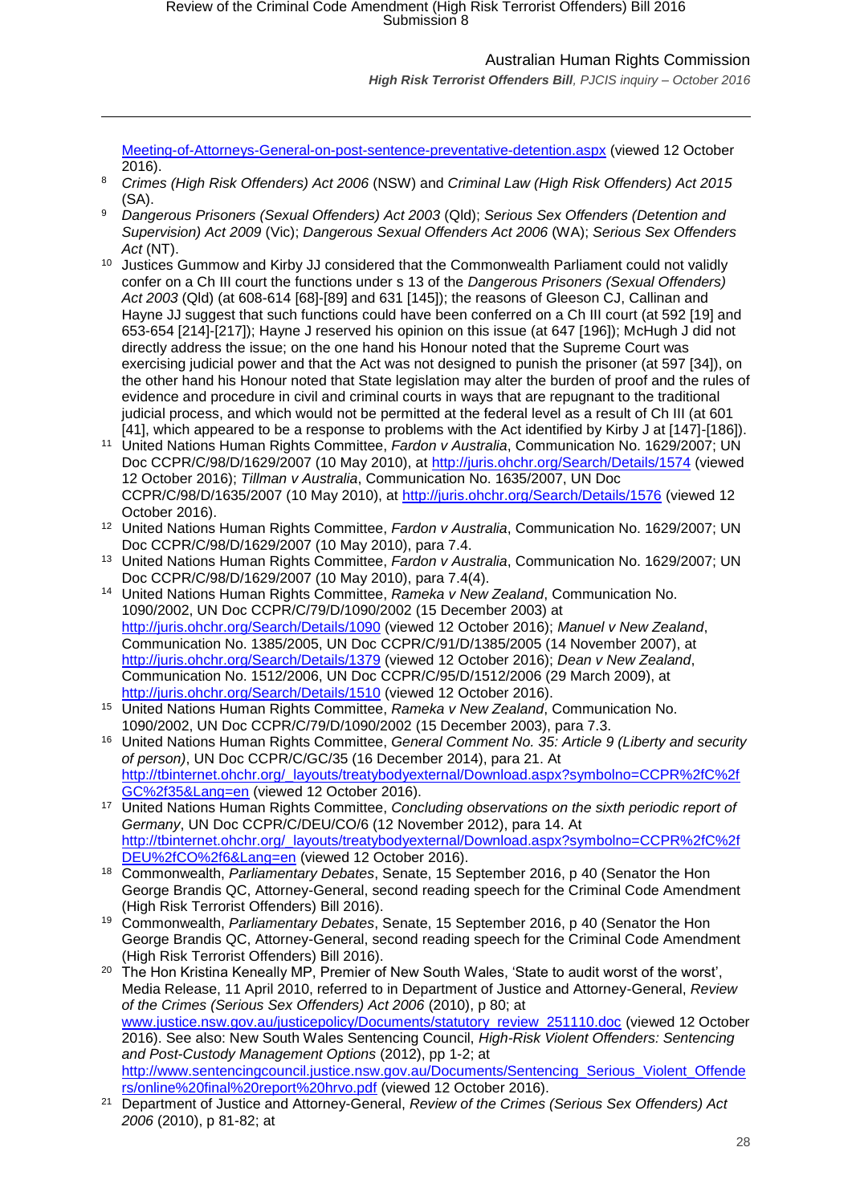Meeting-of-Attorneys-General-on-post-sentence-preventative-detention.aspx (viewed 12 October 2016).

8 *Crimes (High Risk Offenders) Act 2006* (NSW) and *Criminal Law (High Risk Offenders) Act 2015* (SA).

9 *Dangerous Prisoners (Sexual Offenders) Act 2003* (Qld); *Serious Sex Offenders (Detention and Supervision) Act 2009* (Vic); *Dangerous Sexual Offenders Act 2006* (WA); *Serious Sex Offenders Act* (NT).

10 Justices Gummow and Kirby JJ considered that the Commonwealth Parliament could not validly confer on a Ch III court the functions under s 13 of the *Dangerous Prisoners (Sexual Offenders) Act 2003* (Qld) (at 608-614 [68]-[89] and 631 [145]); the reasons of Gleeson CJ, Callinan and Hayne JJ suggest that such functions could have been conferred on a Ch III court (at 592 [19] and 653-654 [214]-[217]); Hayne J reserved his opinion on this issue (at 647 [196]); McHugh J did not directly address the issue; on the one hand his Honour noted that the Supreme Court was exercising judicial power and that the Act was not designed to punish the prisoner (at 597 [34]), on the other hand his Honour noted that State legislation may alter the burden of proof and the rules of evidence and procedure in civil and criminal courts in ways that are repugnant to the traditional judicial process, and which would not be permitted at the federal level as a result of Ch III (at 601 [41], which appeared to be a response to problems with the Act identified by Kirby J at [147]-[186]).

11 United Nations Human Rights Committee, *Fardon v Australia*, Communication No. 1629/2007; UN Doc CCPR/C/98/D/1629/2007 (10 May 2010), at http://juris.ohchr.org/Search/Details/1574 (viewed 12 October 2016); *Tillman v Australia*, Communication No. 1635/2007, UN Doc CCPR/C/98/D/1635/2007 (10 May 2010), at http://juris.ohchr.org/Search/Details/1576 (viewed 12 October 2016).

12 United Nations Human Rights Committee, *Fardon v Australia*, Communication No. 1629/2007; UN Doc CCPR/C/98/D/1629/2007 (10 May 2010), para 7.4.

13 United Nations Human Rights Committee, *Fardon v Australia*, Communication No. 1629/2007; UN Doc CCPR/C/98/D/1629/2007 (10 May 2010), para 7.4(4).

14 United Nations Human Rights Committee, *Rameka v New Zealand*, Communication No. 1090/2002, UN Doc CCPR/C/79/D/1090/2002 (15 December 2003) at http://juris.ohchr.org/Search/Details/1090 (viewed 12 October 2016); *Manuel v New Zealand*, Communication No. 1385/2005, UN Doc CCPR/C/91/D/1385/2005 (14 November 2007), at http://juris.ohchr.org/Search/Details/1379 (viewed 12 October 2016); *Dean v New Zealand*, Communication No. 1512/2006, UN Doc CCPR/C/95/D/1512/2006 (29 March 2009), at http://juris.ohchr.org/Search/Details/1510 (viewed 12 October 2016).

15 United Nations Human Rights Committee, *Rameka v New Zealand*, Communication No. 1090/2002, UN Doc CCPR/C/79/D/1090/2002 (15 December 2003), para 7.3.

16 United Nations Human Rights Committee, *General Comment No. 35: Article 9 (Liberty and security of person)*, UN Doc CCPR/C/GC/35 (16 December 2014), para 21. At http://tbinternet.ohchr.org/_layouts/treatybodyexternal/Download.aspx?symbolno=CCPR%2fC%2fGC%2f35&Lang=en (viewed 12 October 2016).

17 United Nations Human Rights Committee, *Concluding observations on the sixth periodic report of Germany*, UN Doc CCPR/C/DEU/CO/6 (12 November 2012), para 14. At http://tbinternet.ohchr.org/_layouts/treatybodyexternal/Download.aspx?symbolno=CCPR%2fC%2fDEU%2fCO%2f6&Lang=en (viewed 12 October 2016).

18 Commonwealth, *Parliamentary Debates*, Senate, 15 September 2016, p 40 (Senator the Hon George Brandis QC, Attorney-General, second reading speech for the Criminal Code Amendment (High Risk Terrorist Offenders) Bill 2016).

19 Commonwealth, *Parliamentary Debates*, Senate, 15 September 2016, p 40 (Senator the Hon George Brandis QC, Attorney-General, second reading speech for the Criminal Code Amendment (High Risk Terrorist Offenders) Bill 2016).

20 The Hon Kristina Keneally MP, Premier of New South Wales, 'State to audit worst of the worst', Media Release, 11 April 2010, referred to in Department of Justice and Attorney-General, *Review of the Crimes (Serious Sex Offenders) Act 2006* (2010), p 80; at www.justice.nsw.gov.au/justicepolicy/Documents/statutory_review_251110.doc (viewed 12 October 2016). See also: New South Wales Sentencing Council, *High-Risk Violent Offenders: Sentencing and Post-Custody Management Options* (2012), pp 1-2; at http://www.sentencingcouncil.justice.nsw.gov.au/Documents/Sentencing_Serious_Violent_Offenders/online%20final%20report%20hrvo.pdf (viewed 12 October 2016).

21 Department of Justice and Attorney-General, *Review of the Crimes (Serious Sex Offenders) Act 2006* (2010), p 81-82; at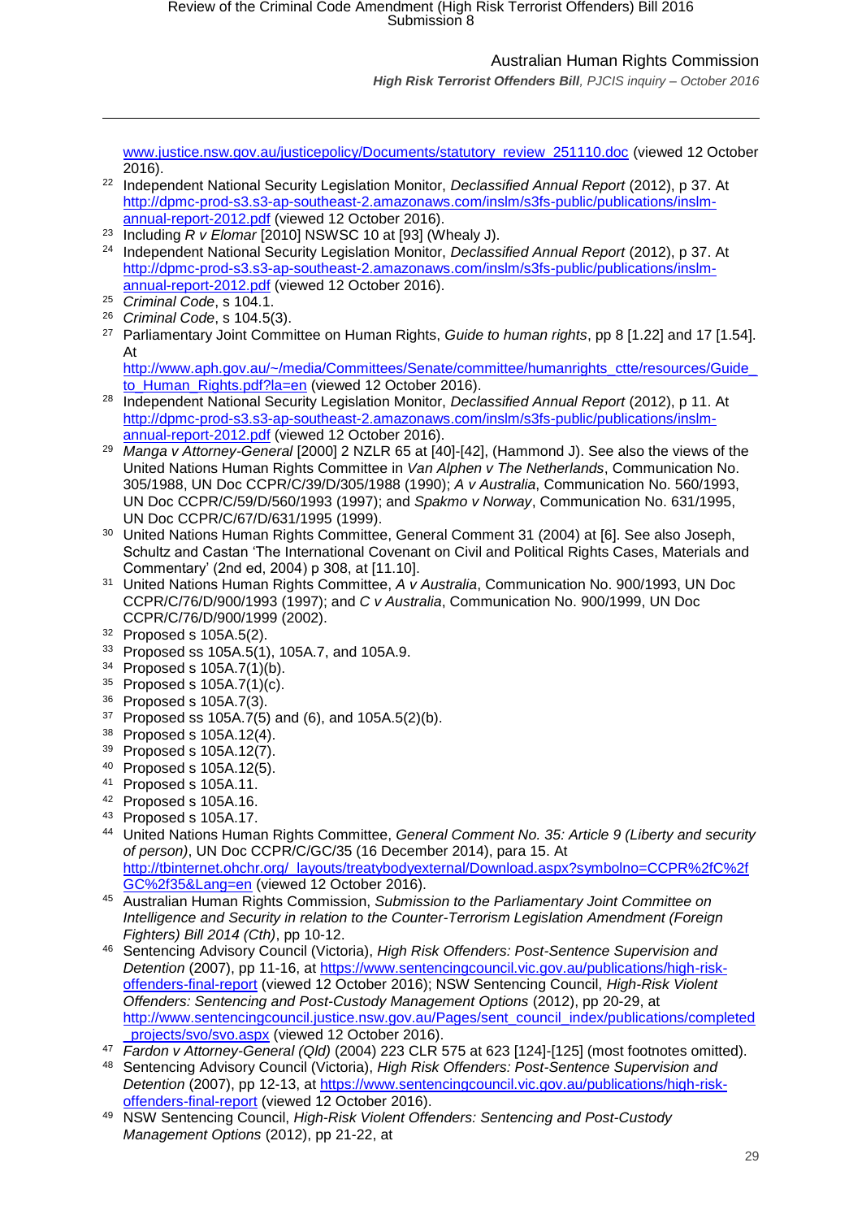www.justice.nsw.gov.au/justicepolicy/Documents/statutory_review_251110.doc (viewed 12 October 2016).

[22] Independent National Security Legislation Monitor, *Declassified Annual Report* (2012), p 37. At http://dpmc-prod-s3.s3-ap-southeast-2.amazonaws.com/inslm/s3fs-public/publications/inslm-annual-report-2012.pdf (viewed 12 October 2016).

[23] Including *R v Elomar* [2010] NSWSC 10 at [93] (Whealy J).

[24] Independent National Security Legislation Monitor, *Declassified Annual Report* (2012), p 37. At http://dpmc-prod-s3.s3-ap-southeast-2.amazonaws.com/inslm/s3fs-public/publications/inslm-annual-report-2012.pdf (viewed 12 October 2016).

[25] *Criminal Code*, s 104.1.

[26] *Criminal Code*, s 104.5(3).

[27] Parliamentary Joint Committee on Human Rights, *Guide to human rights*, pp 8 [1.22] and 17 [1.54]. At http://www.aph.gov.au/~/media/Committees/Senate/committee/humanrights_ctte/resources/Guide_to_Human_Rights.pdf?la=en (viewed 12 October 2016).

[28] Independent National Security Legislation Monitor, *Declassified Annual Report* (2012), p 11. At http://dpmc-prod-s3.s3-ap-southeast-2.amazonaws.com/inslm/s3fs-public/publications/inslm-annual-report-2012.pdf (viewed 12 October 2016).

[29] *Manga v Attorney-General* [2000] 2 NZLR 65 at [40]-[42], (Hammond J). See also the views of the United Nations Human Rights Committee in *Van Alphen v The Netherlands*, Communication No. 305/1988, UN Doc CCPR/C/39/D/305/1988 (1990); *A v Australia*, Communication No. 560/1993, UN Doc CCPR/C/59/D/560/1993 (1997); and *Spakmo v Norway*, Communication No. 631/1995, UN Doc CCPR/C/67/D/631/1995 (1999).

[30] United Nations Human Rights Committee, General Comment 31 (2004) at [6]. See also Joseph, Schultz and Castan 'The International Covenant on Civil and Political Rights Cases, Materials and Commentary' (2nd ed, 2004) p 308, at [11.10].

[31] United Nations Human Rights Committee, *A v Australia*, Communication No. 900/1993, UN Doc CCPR/C/76/D/900/1993 (1997); and *C v Australia*, Communication No. 900/1999, UN Doc CCPR/C/76/D/900/1999 (2002).

[32] Proposed s 105A.5(2).

[33] Proposed ss 105A.5(1), 105A.7, and 105A.9.

[34] Proposed s 105A.7(1)(b).

[35] Proposed s 105A.7(1)(c).

[36] Proposed s 105A.7(3).

[37] Proposed ss 105A.7(5) and (6), and 105A.5(2)(b).

[38] Proposed s 105A.12(4).

[39] Proposed s 105A.12(7).

[40] Proposed s 105A.12(5).

[41] Proposed s 105A.11.

[42] Proposed s 105A.16.

[43] Proposed s 105A.17.

[44] United Nations Human Rights Committee, *General Comment No. 35: Article 9 (Liberty and security of person)*, UN Doc CCPR/C/GC/35 (16 December 2014), para 15. At http://tbinternet.ohchr.org/_layouts/treatybodyexternal/Download.aspx?symbolno=CCPR%2fC%2fGC%2f35&Lang=en (viewed 12 October 2016).

[45] Australian Human Rights Commission, *Submission to the Parliamentary Joint Committee on Intelligence and Security in relation to the Counter-Terrorism Legislation Amendment (Foreign Fighters) Bill 2014 (Cth)*, pp 10-12.

[46] Sentencing Advisory Council (Victoria), *High Risk Offenders: Post-Sentence Supervision and Detention* (2007), pp 11-16, at https://www.sentencingcouncil.vic.gov.au/publications/high-risk-offenders-final-report (viewed 12 October 2016); NSW Sentencing Council, *High-Risk Violent Offenders: Sentencing and Post-Custody Management Options* (2012), pp 20-29, at http://www.sentencingcouncil.justice.nsw.gov.au/Pages/sent_council_index/publications/completed_projects/svo/svo.aspx (viewed 12 October 2016).

[47] *Fardon v Attorney-General (Qld)* (2004) 223 CLR 575 at 623 [124]-[125] (most footnotes omitted).

[48] Sentencing Advisory Council (Victoria), *High Risk Offenders: Post-Sentence Supervision and Detention* (2007), pp 12-13, at https://www.sentencingcouncil.vic.gov.au/publications/high-risk-offenders-final-report (viewed 12 October 2016).

[49] NSW Sentencing Council, *High-Risk Violent Offenders: Sentencing and Post-Custody Management Options* (2012), pp 21-22, at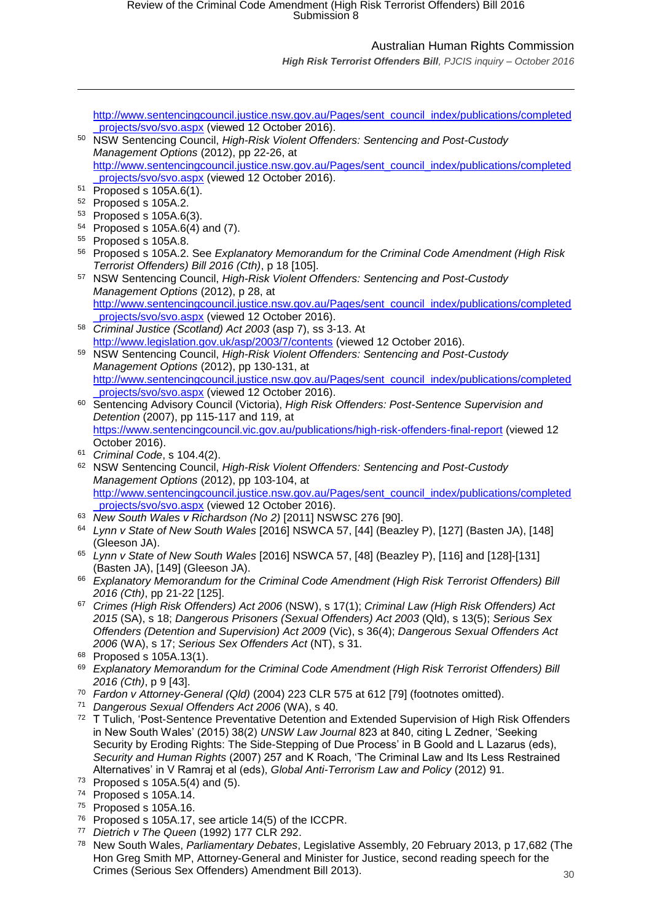http://www.sentencingcouncil.justice.nsw.gov.au/Pages/sent_council_index/publications/completed_projects/svo/svo.aspx (viewed 12 October 2016).

[50] NSW Sentencing Council, *High-Risk Violent Offenders: Sentencing and Post-Custody Management Options* (2012), pp 22-26, at http://www.sentencingcouncil.justice.nsw.gov.au/Pages/sent_council_index/publications/completed_projects/svo/svo.aspx (viewed 12 October 2016).

[51] Proposed s 105A.6(1).

[52] Proposed s 105A.2.

[53] Proposed s 105A.6(3).

[54] Proposed s 105A.6(4) and (7).

[55] Proposed s 105A.8.

[56] Proposed s 105A.2. See *Explanatory Memorandum for the Criminal Code Amendment (High Risk Terrorist Offenders) Bill 2016 (Cth)*, p 18 [105].

[57] NSW Sentencing Council, *High-Risk Violent Offenders: Sentencing and Post-Custody Management Options* (2012), p 28, at http://www.sentencingcouncil.justice.nsw.gov.au/Pages/sent_council_index/publications/completed_projects/svo/svo.aspx (viewed 12 October 2016).

[58] *Criminal Justice (Scotland) Act 2003* (asp 7), ss 3-13. At http://www.legislation.gov.uk/asp/2003/7/contents (viewed 12 October 2016).

[59] NSW Sentencing Council, *High-Risk Violent Offenders: Sentencing and Post-Custody Management Options* (2012), pp 130-131, at http://www.sentencingcouncil.justice.nsw.gov.au/Pages/sent_council_index/publications/completed_projects/svo/svo.aspx (viewed 12 October 2016).

[60] Sentencing Advisory Council (Victoria), *High Risk Offenders: Post-Sentence Supervision and Detention* (2007), pp 115-117 and 119, at https://www.sentencingcouncil.vic.gov.au/publications/high-risk-offenders-final-report (viewed 12 October 2016).

[61] *Criminal Code*, s 104.4(2).

[62] NSW Sentencing Council, *High-Risk Violent Offenders: Sentencing and Post-Custody Management Options* (2012), pp 103-104, at http://www.sentencingcouncil.justice.nsw.gov.au/Pages/sent_council_index/publications/completed_projects/svo/svo.aspx (viewed 12 October 2016).

[63] *New South Wales v Richardson (No 2)* [2011] NSWSC 276 [90].

[64] *Lynn v State of New South Wales* [2016] NSWCA 57, [44] (Beazley P), [127] (Basten JA), [148] (Gleeson JA).

[65] *Lynn v State of New South Wales* [2016] NSWCA 57, [48] (Beazley P), [116] and [128]-[131] (Basten JA), [149] (Gleeson JA).

[66] *Explanatory Memorandum for the Criminal Code Amendment (High Risk Terrorist Offenders) Bill 2016 (Cth)*, pp 21-22 [125].

[67] *Crimes (High Risk Offenders) Act 2006* (NSW), s 17(1); *Criminal Law (High Risk Offenders) Act 2015* (SA), s 18; *Dangerous Prisoners (Sexual Offenders) Act 2003* (Qld), s 13(5); *Serious Sex Offenders (Detention and Supervision) Act 2009* (Vic), s 36(4); *Dangerous Sexual Offenders Act 2006* (WA), s 17; *Serious Sex Offenders Act* (NT), s 31.

[68] Proposed s 105A.13(1).

[69] *Explanatory Memorandum for the Criminal Code Amendment (High Risk Terrorist Offenders) Bill 2016 (Cth)*, p 9 [43].

[70] *Fardon v Attorney-General (Qld)* (2004) 223 CLR 575 at 612 [79] (footnotes omitted).

[71] *Dangerous Sexual Offenders Act 2006* (WA), s 40.

[72] T Tulich, 'Post-Sentence Preventative Detention and Extended Supervision of High Risk Offenders in New South Wales' (2015) 38(2) *UNSW Law Journal* 823 at 840, citing L Zedner, 'Seeking Security by Eroding Rights: The Side-Stepping of Due Process' in B Goold and L Lazarus (eds), *Security and Human Rights* (2007) 257 and K Roach, 'The Criminal Law and Its Less Restrained Alternatives' in V Ramraj et al (eds), *Global Anti-Terrorism Law and Policy* (2012) 91.

[73] Proposed s 105A.5(4) and (5).

[74] Proposed s 105A.14.

[75] Proposed s 105A.16.

[76] Proposed s 105A.17, see article 14(5) of the ICCPR.

[77] *Dietrich v The Queen* (1992) 177 CLR 292.

[78] New South Wales, *Parliamentary Debates*, Legislative Assembly, 20 February 2013, p 17,682 (The Hon Greg Smith MP, Attorney-General and Minister for Justice, second reading speech for the Crimes (Serious Sex Offenders) Amendment Bill 2013).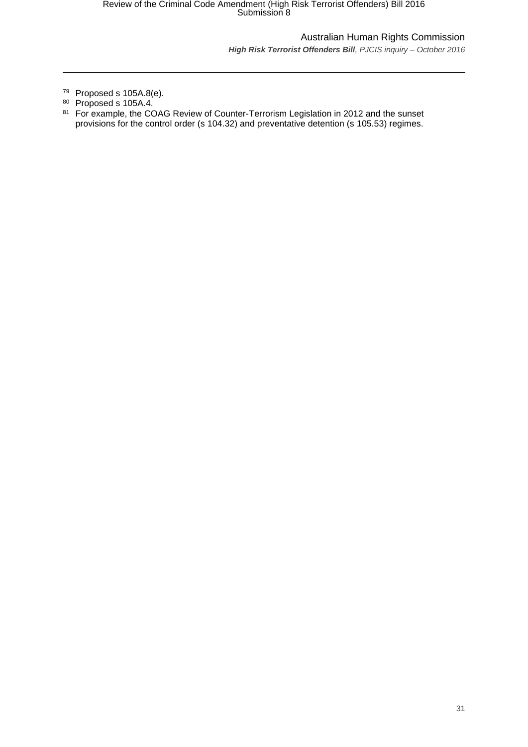[79] Proposed s 105A.8(e).

[80] Proposed s 105A.4.

[81] For example, the COAG Review of Counter-Terrorism Legislation in 2012 and the sunset provisions for the control order (s 104.32) and preventative detention (s 105.53) regimes.